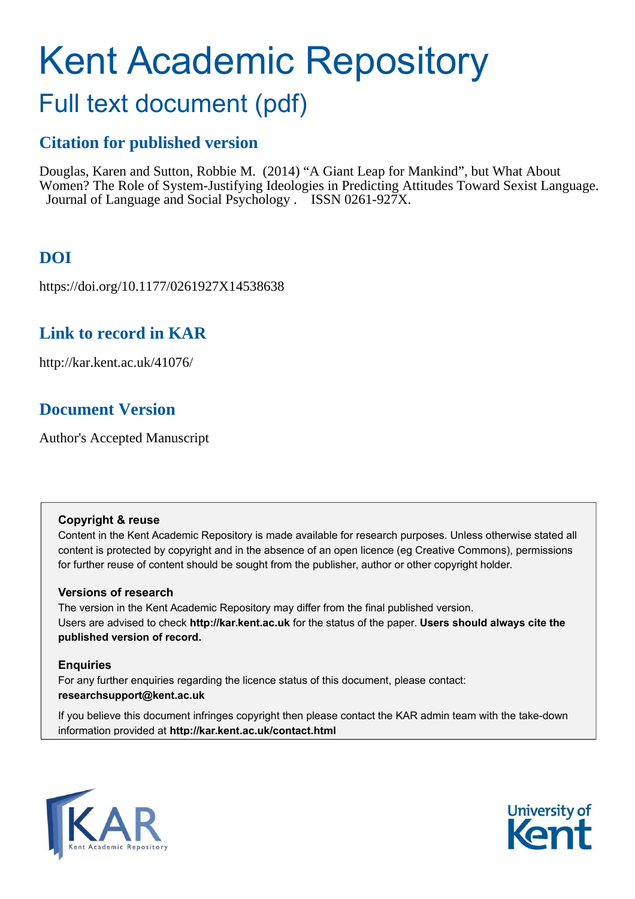# Kent Academic Repository

## Full text document (pdf)

### Citation for published version

Douglas, Karen and Sutton, Robbie M. (2014) "A Giant Leap for Mankind", but What About Women? The Role of System-Justifying Ideologies in Predicting Attitudes Toward Sexist Language. Journal of Language and Social Psychology . ISSN 0261-927X.

### DOI

https://doi.org/10.1177/0261927X14538638

### Link to record in KAR

http://kar.kent.ac.uk/41076/

### Document Version

Author's Accepted Manuscript

**Copyright & reuse**

Content in the Kent Academic Repository is made available for research purposes. Unless otherwise stated all content is protected by copyright and in the absence of an open licence (eg Creative Commons), permissions for further reuse of content should be sought from the publisher, author or other copyright holder.

**Versions of research**

The version in the Kent Academic Repository may differ from the final published version.
Users are advised to check **http://kar.kent.ac.uk** for the status of the paper. **Users should always cite the published version of record.**

**Enquiries**

For any further enquiries regarding the licence status of this document, please contact:
**researchsupport@kent.ac.uk**

If you believe this document infringes copyright then please contact the KAR admin team with the take-down information provided at **http://kar.kent.ac.uk/contact.html**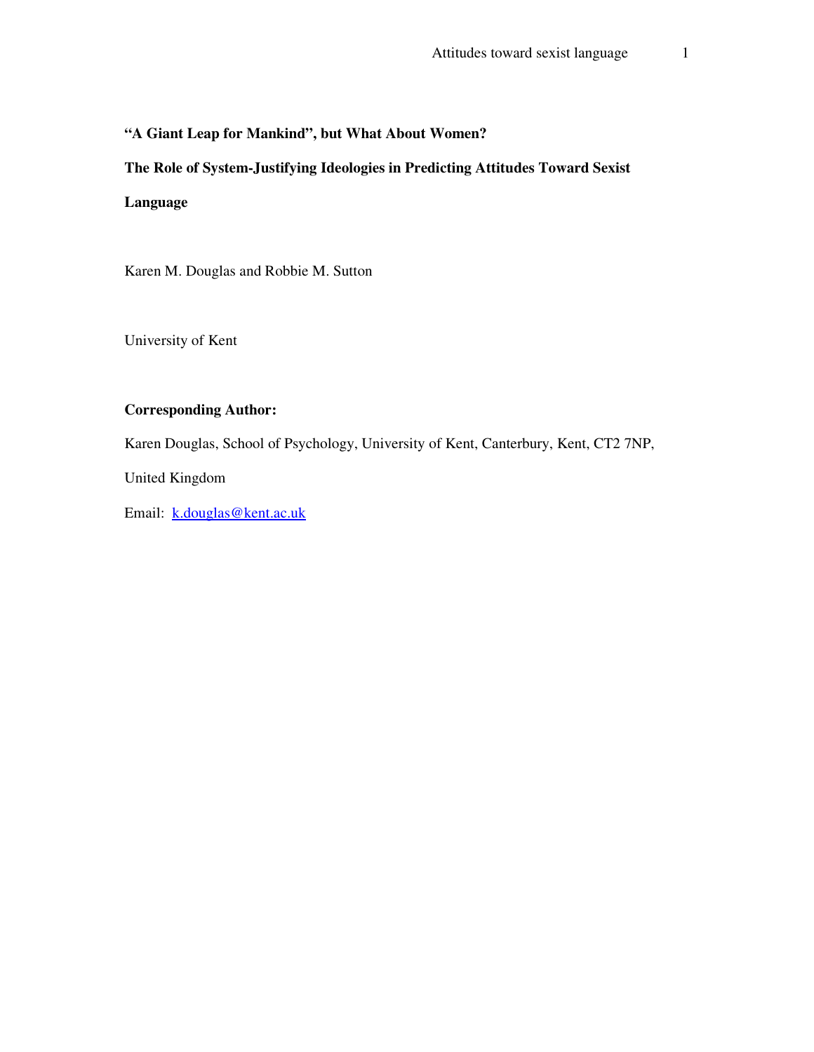**"A Giant Leap for Mankind", but What About Women?**

**The Role of System-Justifying Ideologies in Predicting Attitudes Toward Sexist Language**

Karen M. Douglas and Robbie M. Sutton

University of Kent

**Corresponding Author:**

Karen Douglas, School of Psychology, University of Kent, Canterbury, Kent, CT2 7NP, United Kingdom

Email: k.douglas@kent.ac.uk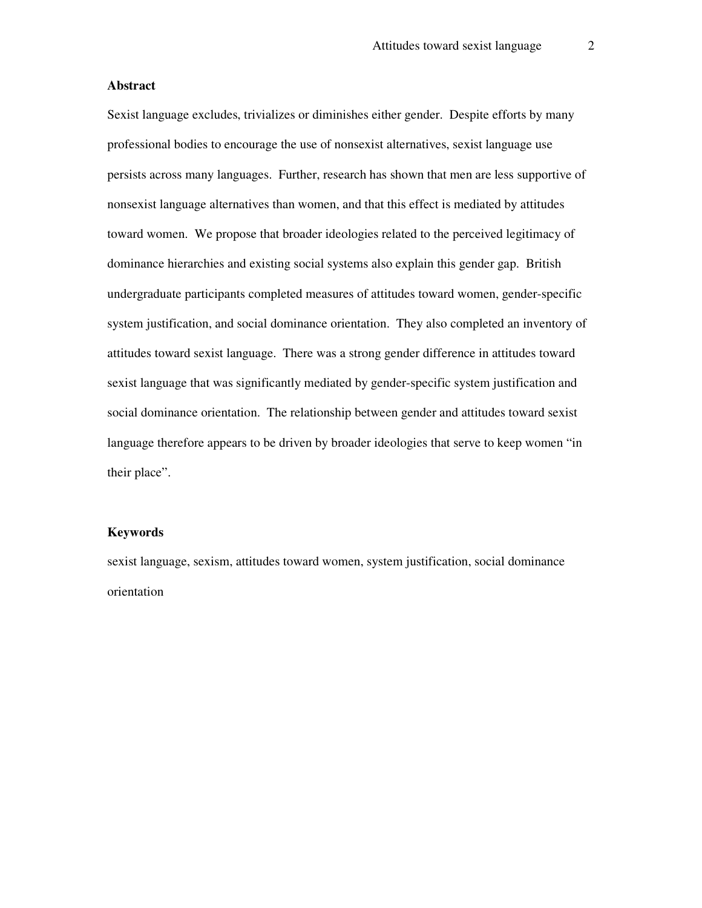**Abstract**

Sexist language excludes, trivializes or diminishes either gender. Despite efforts by many professional bodies to encourage the use of nonsexist alternatives, sexist language use persists across many languages. Further, research has shown that men are less supportive of nonsexist language alternatives than women, and that this effect is mediated by attitudes toward women. We propose that broader ideologies related to the perceived legitimacy of dominance hierarchies and existing social systems also explain this gender gap. British undergraduate participants completed measures of attitudes toward women, gender-specific system justification, and social dominance orientation. They also completed an inventory of attitudes toward sexist language. There was a strong gender difference in attitudes toward sexist language that was significantly mediated by gender-specific system justification and social dominance orientation. The relationship between gender and attitudes toward sexist language therefore appears to be driven by broader ideologies that serve to keep women "in their place".

**Keywords**

sexist language, sexism, attitudes toward women, system justification, social dominance orientation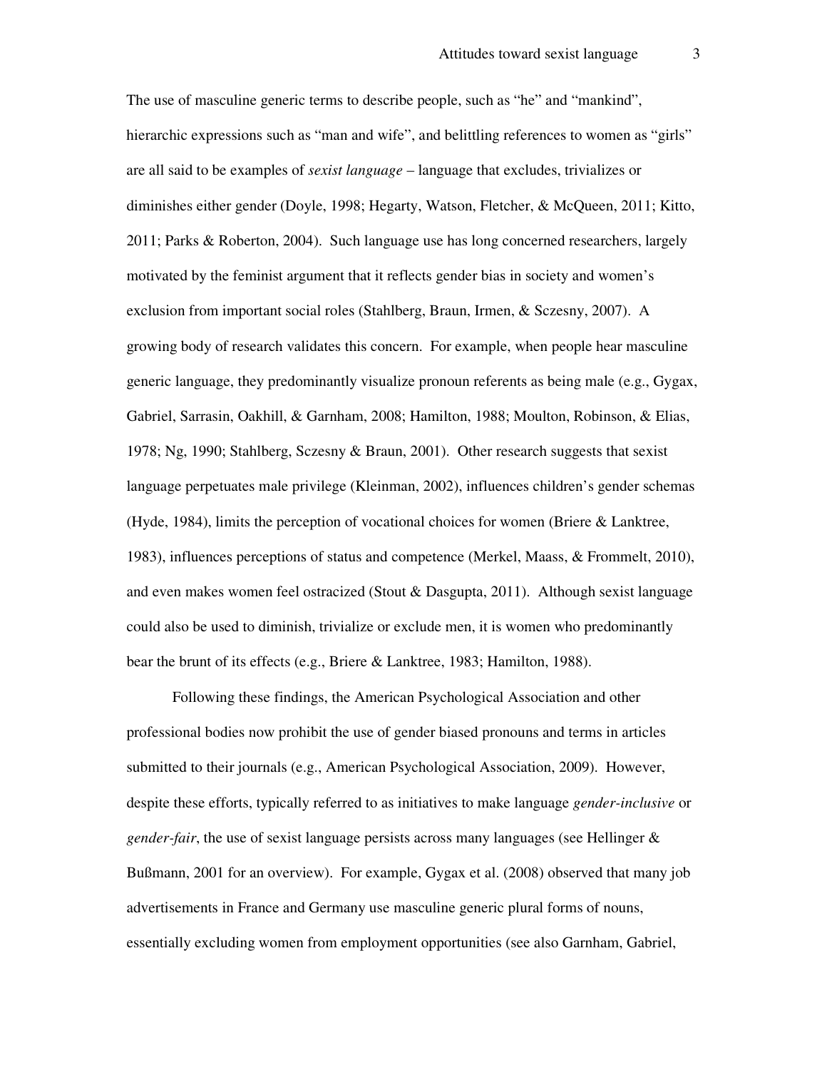The use of masculine generic terms to describe people, such as "he" and "mankind", hierarchic expressions such as "man and wife", and belittling references to women as "girls" are all said to be examples of *sexist language* – language that excludes, trivializes or diminishes either gender (Doyle, 1998; Hegarty, Watson, Fletcher, & McQueen, 2011; Kitto, 2011; Parks & Roberton, 2004). Such language use has long concerned researchers, largely motivated by the feminist argument that it reflects gender bias in society and women's exclusion from important social roles (Stahlberg, Braun, Irmen, & Sczesny, 2007). A growing body of research validates this concern. For example, when people hear masculine generic language, they predominantly visualize pronoun referents as being male (e.g., Gygax, Gabriel, Sarrasin, Oakhill, & Garnham, 2008; Hamilton, 1988; Moulton, Robinson, & Elias, 1978; Ng, 1990; Stahlberg, Sczesny & Braun, 2001). Other research suggests that sexist language perpetuates male privilege (Kleinman, 2002), influences children's gender schemas (Hyde, 1984), limits the perception of vocational choices for women (Briere & Lanktree, 1983), influences perceptions of status and competence (Merkel, Maass, & Frommelt, 2010), and even makes women feel ostracized (Stout & Dasgupta, 2011). Although sexist language could also be used to diminish, trivialize or exclude men, it is women who predominantly bear the brunt of its effects (e.g., Briere & Lanktree, 1983; Hamilton, 1988).

Following these findings, the American Psychological Association and other professional bodies now prohibit the use of gender biased pronouns and terms in articles submitted to their journals (e.g., American Psychological Association, 2009). However, despite these efforts, typically referred to as initiatives to make language *gender-inclusive* or *gender-fair*, the use of sexist language persists across many languages (see Hellinger & Bußmann, 2001 for an overview). For example, Gygax et al. (2008) observed that many job advertisements in France and Germany use masculine generic plural forms of nouns, essentially excluding women from employment opportunities (see also Garnham, Gabriel,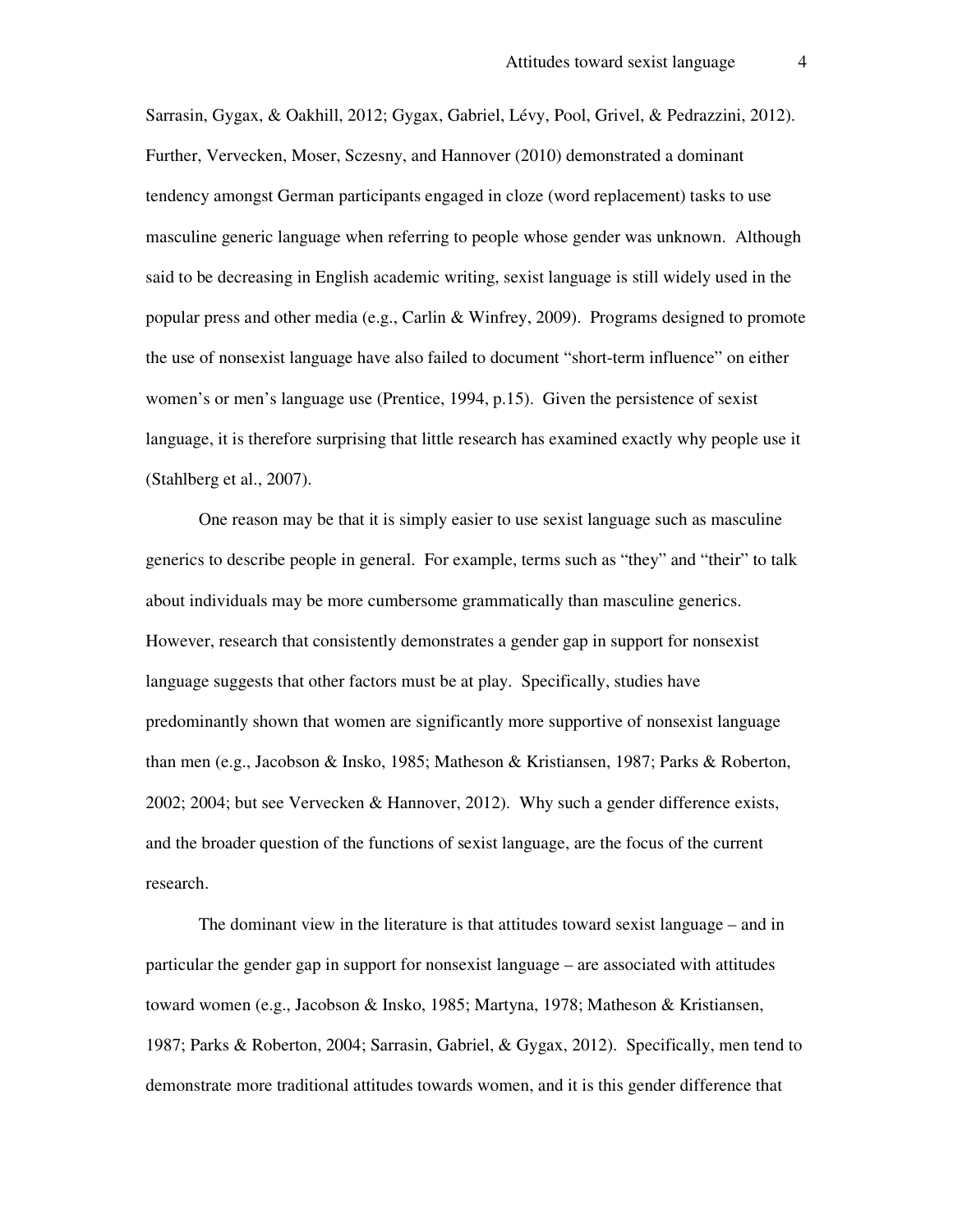Sarrasin, Gygax, & Oakhill, 2012; Gygax, Gabriel, Lévy, Pool, Grivel, & Pedrazzini, 2012). Further, Vervecken, Moser, Sczesny, and Hannover (2010) demonstrated a dominant tendency amongst German participants engaged in cloze (word replacement) tasks to use masculine generic language when referring to people whose gender was unknown. Although said to be decreasing in English academic writing, sexist language is still widely used in the popular press and other media (e.g., Carlin & Winfrey, 2009). Programs designed to promote the use of nonsexist language have also failed to document "short-term influence" on either women's or men's language use (Prentice, 1994, p.15). Given the persistence of sexist language, it is therefore surprising that little research has examined exactly why people use it (Stahlberg et al., 2007).

One reason may be that it is simply easier to use sexist language such as masculine generics to describe people in general. For example, terms such as "they" and "their" to talk about individuals may be more cumbersome grammatically than masculine generics. However, research that consistently demonstrates a gender gap in support for nonsexist language suggests that other factors must be at play. Specifically, studies have predominantly shown that women are significantly more supportive of nonsexist language than men (e.g., Jacobson & Insko, 1985; Matheson & Kristiansen, 1987; Parks & Roberton, 2002; 2004; but see Vervecken & Hannover, 2012). Why such a gender difference exists, and the broader question of the functions of sexist language, are the focus of the current research.

The dominant view in the literature is that attitudes toward sexist language – and in particular the gender gap in support for nonsexist language – are associated with attitudes toward women (e.g., Jacobson & Insko, 1985; Martyna, 1978; Matheson & Kristiansen, 1987; Parks & Roberton, 2004; Sarrasin, Gabriel, & Gygax, 2012). Specifically, men tend to demonstrate more traditional attitudes towards women, and it is this gender difference that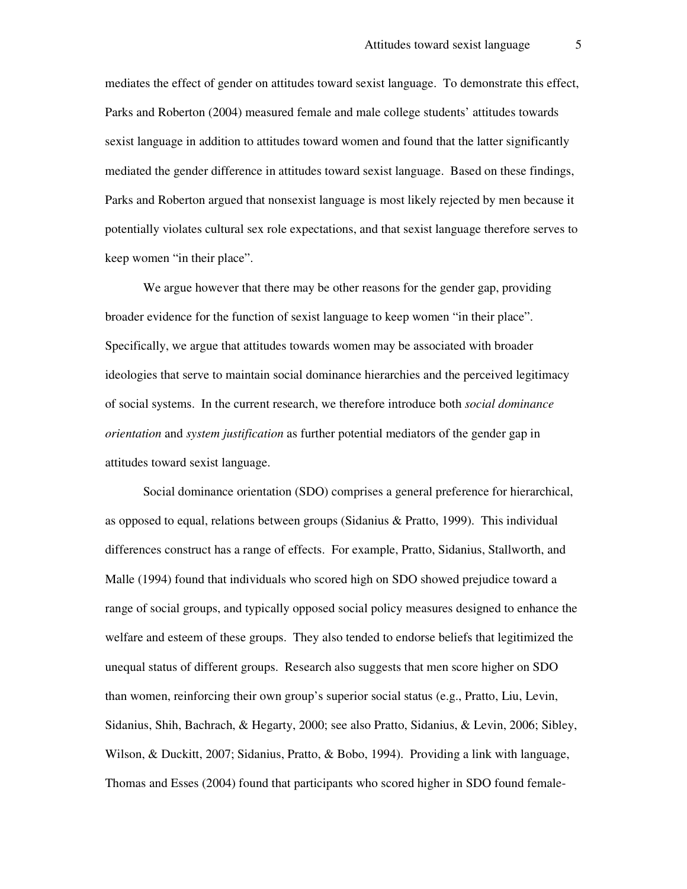mediates the effect of gender on attitudes toward sexist language. To demonstrate this effect, Parks and Roberton (2004) measured female and male college students' attitudes towards sexist language in addition to attitudes toward women and found that the latter significantly mediated the gender difference in attitudes toward sexist language. Based on these findings, Parks and Roberton argued that nonsexist language is most likely rejected by men because it potentially violates cultural sex role expectations, and that sexist language therefore serves to keep women "in their place".

We argue however that there may be other reasons for the gender gap, providing broader evidence for the function of sexist language to keep women "in their place". Specifically, we argue that attitudes towards women may be associated with broader ideologies that serve to maintain social dominance hierarchies and the perceived legitimacy of social systems. In the current research, we therefore introduce both *social dominance orientation* and *system justification* as further potential mediators of the gender gap in attitudes toward sexist language.

Social dominance orientation (SDO) comprises a general preference for hierarchical, as opposed to equal, relations between groups (Sidanius & Pratto, 1999). This individual differences construct has a range of effects. For example, Pratto, Sidanius, Stallworth, and Malle (1994) found that individuals who scored high on SDO showed prejudice toward a range of social groups, and typically opposed social policy measures designed to enhance the welfare and esteem of these groups. They also tended to endorse beliefs that legitimized the unequal status of different groups. Research also suggests that men score higher on SDO than women, reinforcing their own group's superior social status (e.g., Pratto, Liu, Levin, Sidanius, Shih, Bachrach, & Hegarty, 2000; see also Pratto, Sidanius, & Levin, 2006; Sibley, Wilson, & Duckitt, 2007; Sidanius, Pratto, & Bobo, 1994). Providing a link with language, Thomas and Esses (2004) found that participants who scored higher in SDO found female-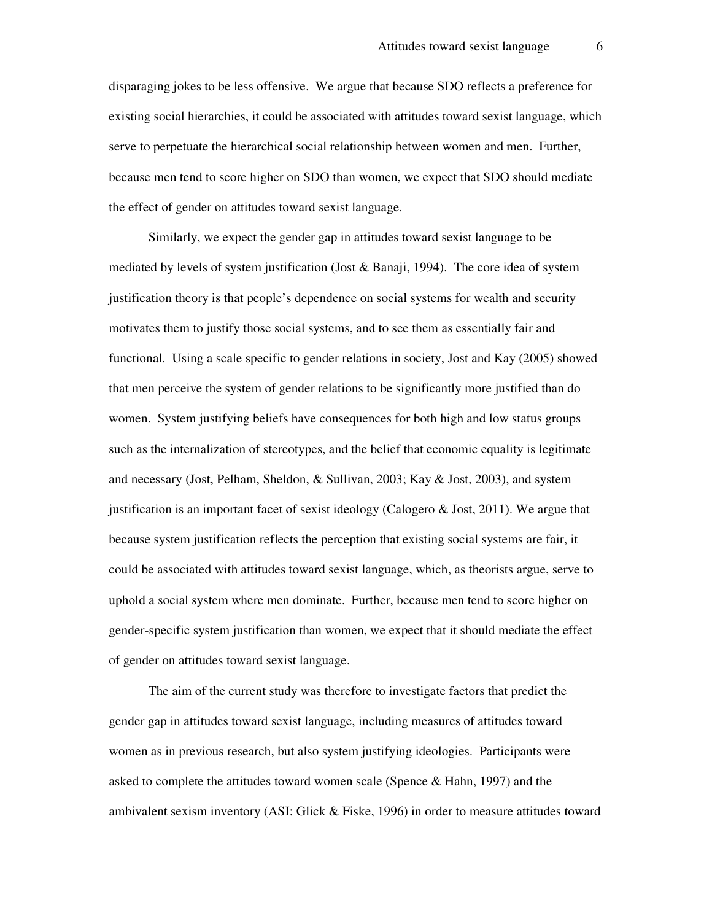disparaging jokes to be less offensive. We argue that because SDO reflects a preference for existing social hierarchies, it could be associated with attitudes toward sexist language, which serve to perpetuate the hierarchical social relationship between women and men. Further, because men tend to score higher on SDO than women, we expect that SDO should mediate the effect of gender on attitudes toward sexist language.

Similarly, we expect the gender gap in attitudes toward sexist language to be mediated by levels of system justification (Jost & Banaji, 1994). The core idea of system justification theory is that people's dependence on social systems for wealth and security motivates them to justify those social systems, and to see them as essentially fair and functional. Using a scale specific to gender relations in society, Jost and Kay (2005) showed that men perceive the system of gender relations to be significantly more justified than do women. System justifying beliefs have consequences for both high and low status groups such as the internalization of stereotypes, and the belief that economic equality is legitimate and necessary (Jost, Pelham, Sheldon, & Sullivan, 2003; Kay & Jost, 2003), and system justification is an important facet of sexist ideology (Calogero & Jost, 2011). We argue that because system justification reflects the perception that existing social systems are fair, it could be associated with attitudes toward sexist language, which, as theorists argue, serve to uphold a social system where men dominate. Further, because men tend to score higher on gender-specific system justification than women, we expect that it should mediate the effect of gender on attitudes toward sexist language.

The aim of the current study was therefore to investigate factors that predict the gender gap in attitudes toward sexist language, including measures of attitudes toward women as in previous research, but also system justifying ideologies. Participants were asked to complete the attitudes toward women scale (Spence & Hahn, 1997) and the ambivalent sexism inventory (ASI: Glick & Fiske, 1996) in order to measure attitudes toward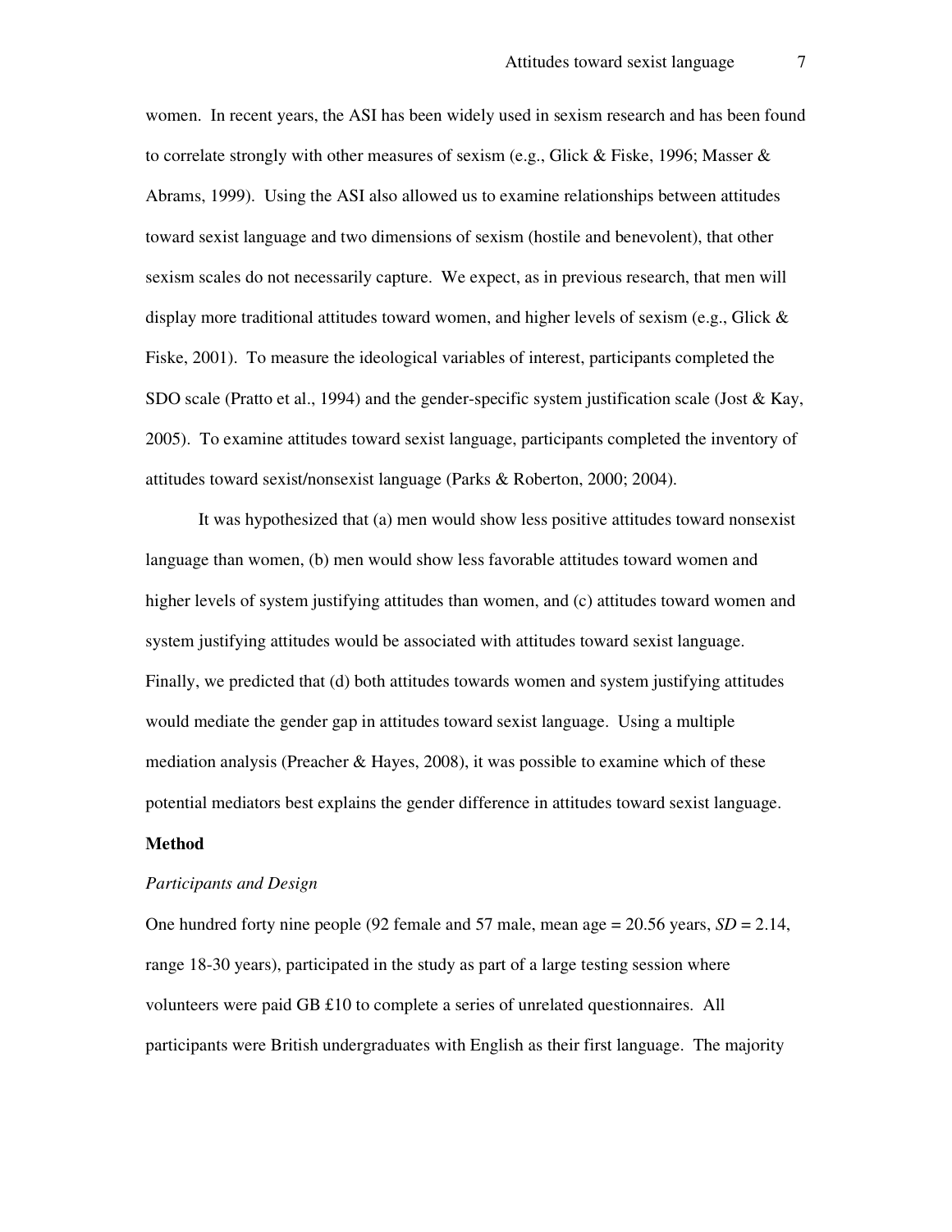women. In recent years, the ASI has been widely used in sexism research and has been found to correlate strongly with other measures of sexism (e.g., Glick & Fiske, 1996; Masser & Abrams, 1999). Using the ASI also allowed us to examine relationships between attitudes toward sexist language and two dimensions of sexism (hostile and benevolent), that other sexism scales do not necessarily capture. We expect, as in previous research, that men will display more traditional attitudes toward women, and higher levels of sexism (e.g., Glick & Fiske, 2001). To measure the ideological variables of interest, participants completed the SDO scale (Pratto et al., 1994) and the gender-specific system justification scale (Jost & Kay, 2005). To examine attitudes toward sexist language, participants completed the inventory of attitudes toward sexist/nonsexist language (Parks & Roberton, 2000; 2004).

It was hypothesized that (a) men would show less positive attitudes toward nonsexist language than women, (b) men would show less favorable attitudes toward women and higher levels of system justifying attitudes than women, and (c) attitudes toward women and system justifying attitudes would be associated with attitudes toward sexist language. Finally, we predicted that (d) both attitudes towards women and system justifying attitudes would mediate the gender gap in attitudes toward sexist language. Using a multiple mediation analysis (Preacher & Hayes, 2008), it was possible to examine which of these potential mediators best explains the gender difference in attitudes toward sexist language.

## Method

### *Participants and Design*

One hundred forty nine people (92 female and 57 male, mean age = 20.56 years, *SD* = 2.14, range 18-30 years), participated in the study as part of a large testing session where volunteers were paid GB £10 to complete a series of unrelated questionnaires. All participants were British undergraduates with English as their first language. The majority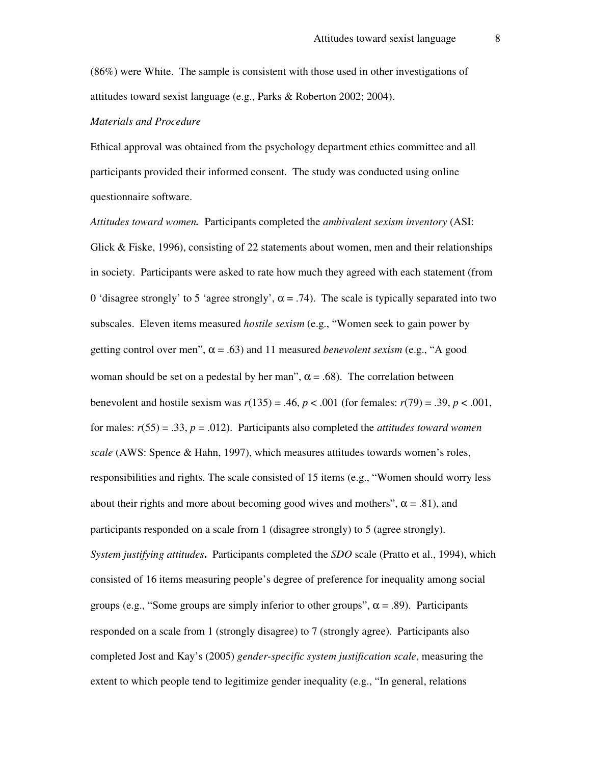(86%) were White. The sample is consistent with those used in other investigations of attitudes toward sexist language (e.g., Parks & Roberton 2002; 2004).

*Materials and Procedure*

Ethical approval was obtained from the psychology department ethics committee and all participants provided their informed consent. The study was conducted using online questionnaire software.

***Attitudes toward women.*** Participants completed the *ambivalent sexism inventory* (ASI: Glick & Fiske, 1996), consisting of 22 statements about women, men and their relationships in society. Participants were asked to rate how much they agreed with each statement (from 0 'disagree strongly' to 5 'agree strongly', $\alpha = .74$). The scale is typically separated into two subscales. Eleven items measured *hostile sexism* (e.g., "Women seek to gain power by getting control over men", $\alpha = .63$) and 11 measured *benevolent sexism* (e.g., "A good woman should be set on a pedestal by her man", $\alpha = .68$). The correlation between benevolent and hostile sexism was $r(135) = .46$, $p < .001$ (for females: $r(79) = .39$, $p < .001$, for males: $r(55) = .33$, $p = .012$). Participants also completed the *attitudes toward women scale* (AWS: Spence & Hahn, 1997), which measures attitudes towards women's roles, responsibilities and rights. The scale consisted of 15 items (e.g., "Women should worry less about their rights and more about becoming good wives and mothers", $\alpha = .81$), and participants responded on a scale from 1 (disagree strongly) to 5 (agree strongly).

***System justifying attitudes.*** Participants completed the *SDO* scale (Pratto et al., 1994), which consisted of 16 items measuring people's degree of preference for inequality among social groups (e.g., "Some groups are simply inferior to other groups", $\alpha = .89$). Participants responded on a scale from 1 (strongly disagree) to 7 (strongly agree). Participants also completed Jost and Kay's (2005) *gender-specific system justification scale*, measuring the extent to which people tend to legitimize gender inequality (e.g., "In general, relations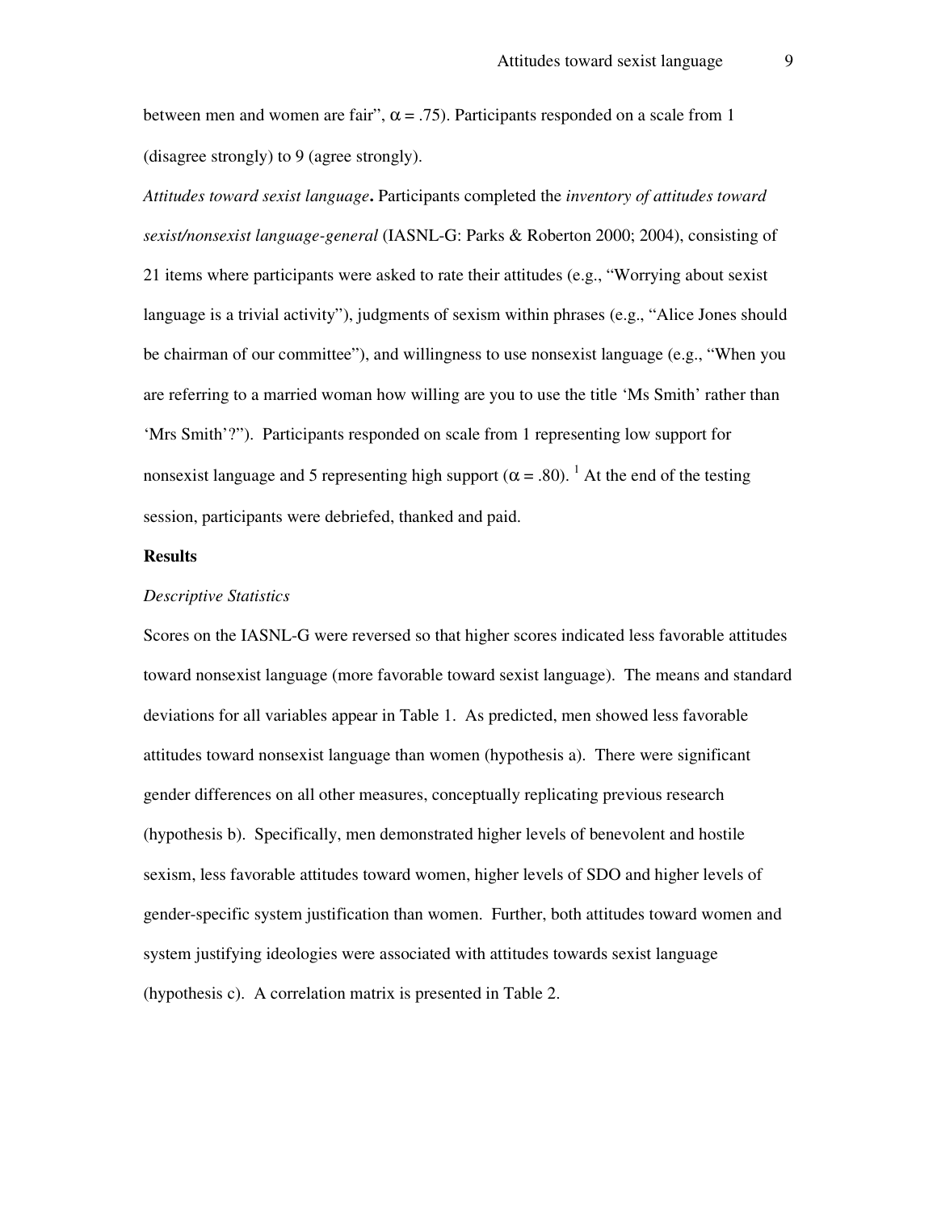between men and women are fair", $\alpha = .75$). Participants responded on a scale from 1 (disagree strongly) to 9 (agree strongly).

*Attitudes toward sexist language***.** Participants completed the *inventory of attitudes toward sexist/nonsexist language-general* (IASNL-G: Parks & Roberton 2000; 2004), consisting of 21 items where participants were asked to rate their attitudes (e.g., "Worrying about sexist language is a trivial activity"), judgments of sexism within phrases (e.g., "Alice Jones should be chairman of our committee"), and willingness to use nonsexist language (e.g., "When you are referring to a married woman how willing are you to use the title 'Ms Smith' rather than 'Mrs Smith'?"). Participants responded on scale from 1 representing low support for nonsexist language and 5 representing high support ($\alpha = .80$). [1] At the end of the testing session, participants were debriefed, thanked and paid.

## Results

*Descriptive Statistics*

Scores on the IASNL-G were reversed so that higher scores indicated less favorable attitudes toward nonsexist language (more favorable toward sexist language). The means and standard deviations for all variables appear in Table 1. As predicted, men showed less favorable attitudes toward nonsexist language than women (hypothesis a). There were significant gender differences on all other measures, conceptually replicating previous research (hypothesis b). Specifically, men demonstrated higher levels of benevolent and hostile sexism, less favorable attitudes toward women, higher levels of SDO and higher levels of gender-specific system justification than women. Further, both attitudes toward women and system justifying ideologies were associated with attitudes towards sexist language (hypothesis c). A correlation matrix is presented in Table 2.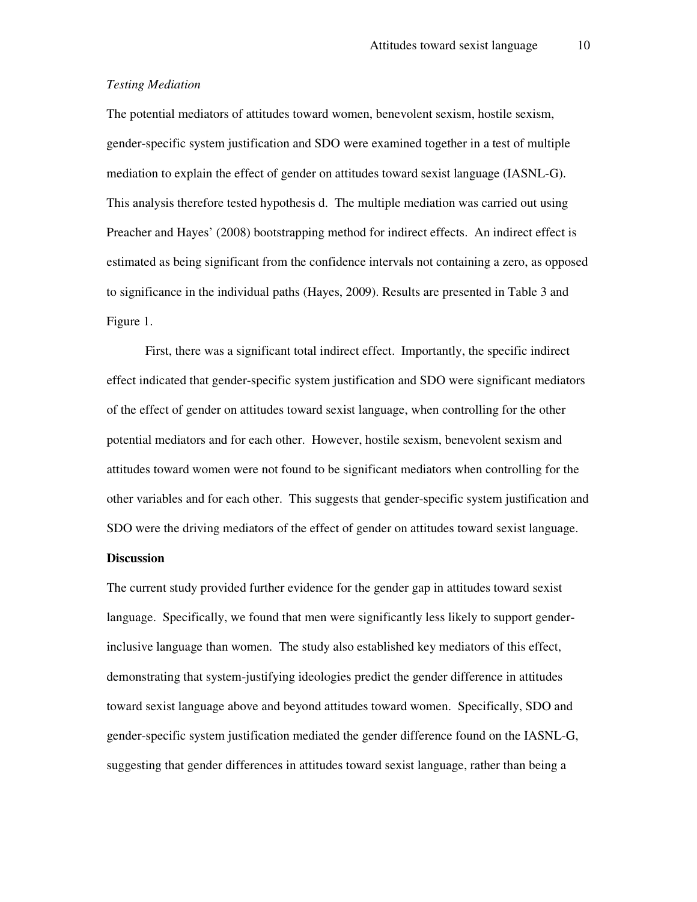*Testing Mediation*

The potential mediators of attitudes toward women, benevolent sexism, hostile sexism, gender-specific system justification and SDO were examined together in a test of multiple mediation to explain the effect of gender on attitudes toward sexist language (IASNL-G). This analysis therefore tested hypothesis d. The multiple mediation was carried out using Preacher and Hayes' (2008) bootstrapping method for indirect effects. An indirect effect is estimated as being significant from the confidence intervals not containing a zero, as opposed to significance in the individual paths (Hayes, 2009). Results are presented in Table 3 and Figure 1.

First, there was a significant total indirect effect. Importantly, the specific indirect effect indicated that gender-specific system justification and SDO were significant mediators of the effect of gender on attitudes toward sexist language, when controlling for the other potential mediators and for each other. However, hostile sexism, benevolent sexism and attitudes toward women were not found to be significant mediators when controlling for the other variables and for each other. This suggests that gender-specific system justification and SDO were the driving mediators of the effect of gender on attitudes toward sexist language.

**Discussion**

The current study provided further evidence for the gender gap in attitudes toward sexist language. Specifically, we found that men were significantly less likely to support gender-inclusive language than women. The study also established key mediators of this effect, demonstrating that system-justifying ideologies predict the gender difference in attitudes toward sexist language above and beyond attitudes toward women. Specifically, SDO and gender-specific system justification mediated the gender difference found on the IASNL-G, suggesting that gender differences in attitudes toward sexist language, rather than being a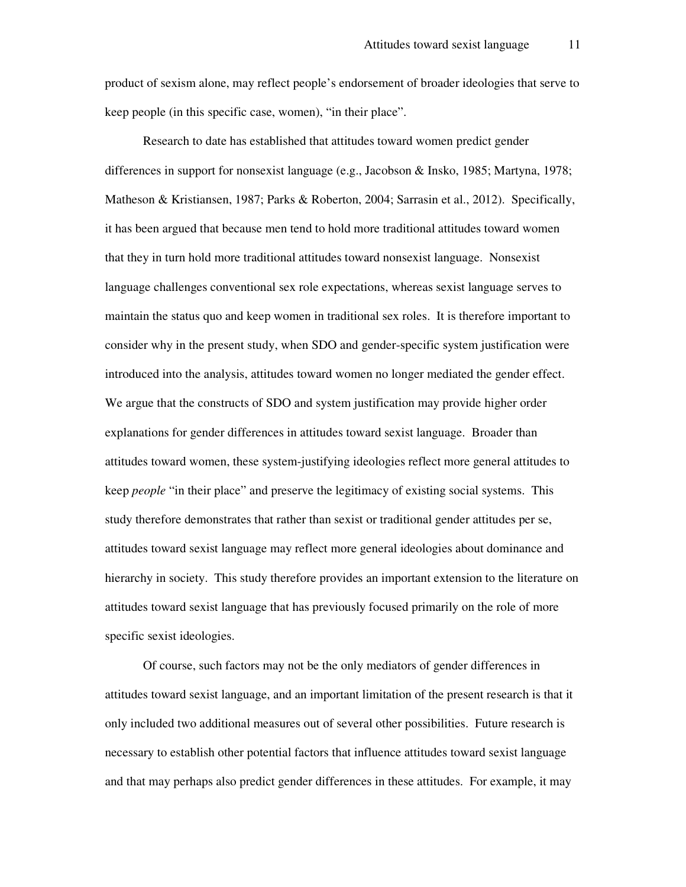product of sexism alone, may reflect people's endorsement of broader ideologies that serve to keep people (in this specific case, women), "in their place".

Research to date has established that attitudes toward women predict gender differences in support for nonsexist language (e.g., Jacobson & Insko, 1985; Martyna, 1978; Matheson & Kristiansen, 1987; Parks & Roberton, 2004; Sarrasin et al., 2012). Specifically, it has been argued that because men tend to hold more traditional attitudes toward women that they in turn hold more traditional attitudes toward nonsexist language. Nonsexist language challenges conventional sex role expectations, whereas sexist language serves to maintain the status quo and keep women in traditional sex roles. It is therefore important to consider why in the present study, when SDO and gender-specific system justification were introduced into the analysis, attitudes toward women no longer mediated the gender effect. We argue that the constructs of SDO and system justification may provide higher order explanations for gender differences in attitudes toward sexist language. Broader than attitudes toward women, these system-justifying ideologies reflect more general attitudes to keep *people* "in their place" and preserve the legitimacy of existing social systems. This study therefore demonstrates that rather than sexist or traditional gender attitudes per se, attitudes toward sexist language may reflect more general ideologies about dominance and hierarchy in society. This study therefore provides an important extension to the literature on attitudes toward sexist language that has previously focused primarily on the role of more specific sexist ideologies.

Of course, such factors may not be the only mediators of gender differences in attitudes toward sexist language, and an important limitation of the present research is that it only included two additional measures out of several other possibilities. Future research is necessary to establish other potential factors that influence attitudes toward sexist language and that may perhaps also predict gender differences in these attitudes. For example, it may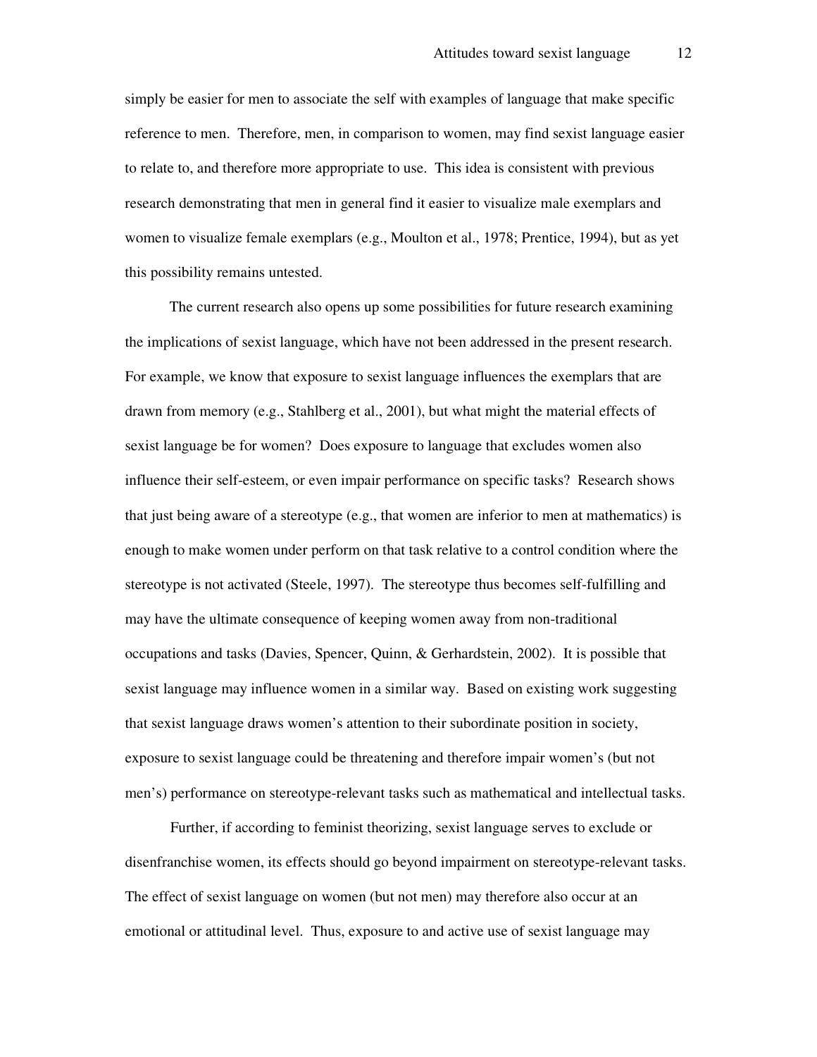simply be easier for men to associate the self with examples of language that make specific reference to men. Therefore, men, in comparison to women, may find sexist language easier to relate to, and therefore more appropriate to use. This idea is consistent with previous research demonstrating that men in general find it easier to visualize male exemplars and women to visualize female exemplars (e.g., Moulton et al., 1978; Prentice, 1994), but as yet this possibility remains untested.

The current research also opens up some possibilities for future research examining the implications of sexist language, which have not been addressed in the present research. For example, we know that exposure to sexist language influences the exemplars that are drawn from memory (e.g., Stahlberg et al., 2001), but what might the material effects of sexist language be for women? Does exposure to language that excludes women also influence their self-esteem, or even impair performance on specific tasks? Research shows that just being aware of a stereotype (e.g., that women are inferior to men at mathematics) is enough to make women under perform on that task relative to a control condition where the stereotype is not activated (Steele, 1997). The stereotype thus becomes self-fulfilling and may have the ultimate consequence of keeping women away from non-traditional occupations and tasks (Davies, Spencer, Quinn, & Gerhardstein, 2002). It is possible that sexist language may influence women in a similar way. Based on existing work suggesting that sexist language draws women's attention to their subordinate position in society, exposure to sexist language could be threatening and therefore impair women's (but not men's) performance on stereotype-relevant tasks such as mathematical and intellectual tasks.

Further, if according to feminist theorizing, sexist language serves to exclude or disenfranchise women, its effects should go beyond impairment on stereotype-relevant tasks. The effect of sexist language on women (but not men) may therefore also occur at an emotional or attitudinal level. Thus, exposure to and active use of sexist language may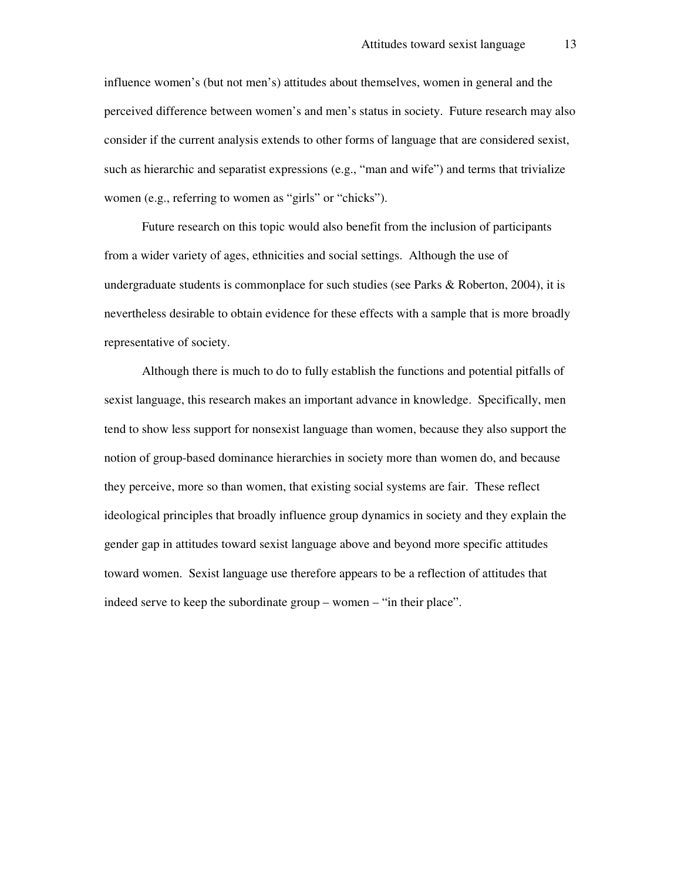influence women's (but not men's) attitudes about themselves, women in general and the perceived difference between women's and men's status in society. Future research may also consider if the current analysis extends to other forms of language that are considered sexist, such as hierarchic and separatist expressions (e.g., "man and wife") and terms that trivialize women (e.g., referring to women as "girls" or "chicks").

Future research on this topic would also benefit from the inclusion of participants from a wider variety of ages, ethnicities and social settings. Although the use of undergraduate students is commonplace for such studies (see Parks & Roberton, 2004), it is nevertheless desirable to obtain evidence for these effects with a sample that is more broadly representative of society.

Although there is much to do to fully establish the functions and potential pitfalls of sexist language, this research makes an important advance in knowledge. Specifically, men tend to show less support for nonsexist language than women, because they also support the notion of group-based dominance hierarchies in society more than women do, and because they perceive, more so than women, that existing social systems are fair. These reflect ideological principles that broadly influence group dynamics in society and they explain the gender gap in attitudes toward sexist language above and beyond more specific attitudes toward women. Sexist language use therefore appears to be a reflection of attitudes that indeed serve to keep the subordinate group – women – "in their place".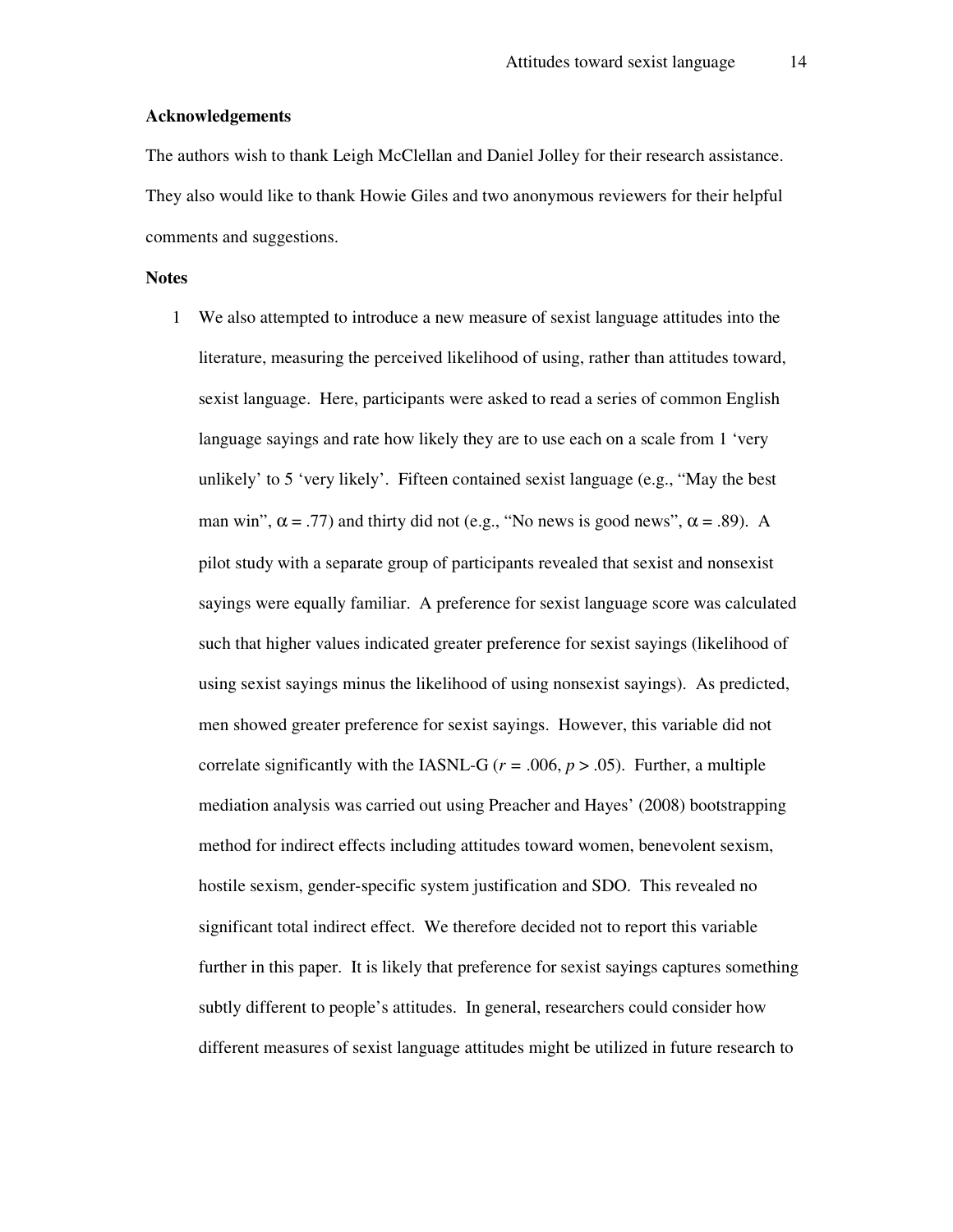**Acknowledgements**

The authors wish to thank Leigh McClellan and Daniel Jolley for their research assistance. They also would like to thank Howie Giles and two anonymous reviewers for their helpful comments and suggestions.

**Notes**

1. We also attempted to introduce a new measure of sexist language attitudes into the literature, measuring the perceived likelihood of using, rather than attitudes toward, sexist language. Here, participants were asked to read a series of common English language sayings and rate how likely they are to use each on a scale from 1 'very unlikely' to 5 'very likely'. Fifteen contained sexist language (e.g., "May the best man win", $\alpha = .77$) and thirty did not (e.g., "No news is good news", $\alpha = .89$). A pilot study with a separate group of participants revealed that sexist and nonsexist sayings were equally familiar. A preference for sexist language score was calculated such that higher values indicated greater preference for sexist sayings (likelihood of using sexist sayings minus the likelihood of using nonsexist sayings). As predicted, men showed greater preference for sexist sayings. However, this variable did not correlate significantly with the IASNL-G ($r = .006$, $p > .05$). Further, a multiple mediation analysis was carried out using Preacher and Hayes' (2008) bootstrapping method for indirect effects including attitudes toward women, benevolent sexism, hostile sexism, gender-specific system justification and SDO. This revealed no significant total indirect effect. We therefore decided not to report this variable further in this paper. It is likely that preference for sexist sayings captures something subtly different to people's attitudes. In general, researchers could consider how different measures of sexist language attitudes might be utilized in future research to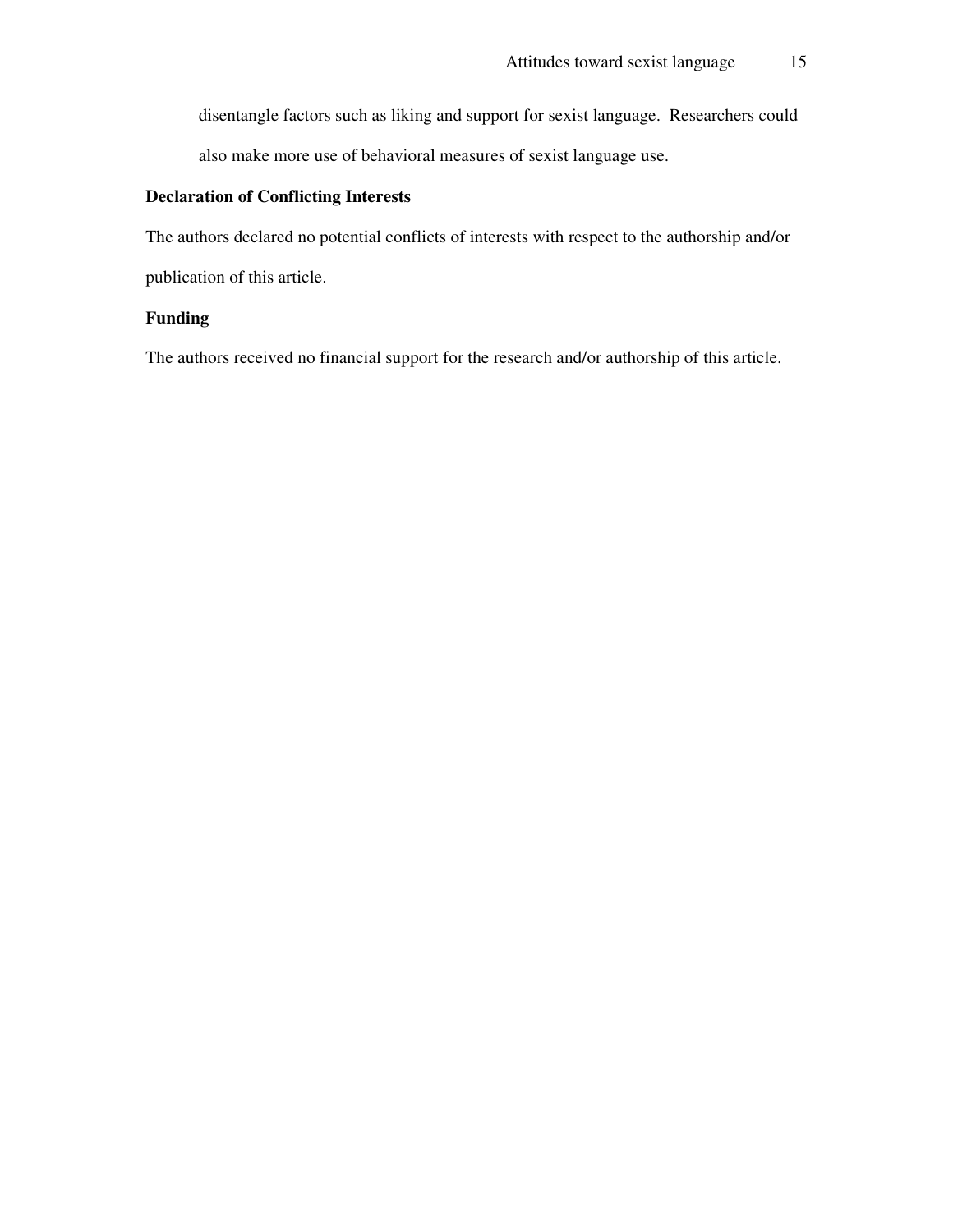disentangle factors such as liking and support for sexist language. Researchers could also make more use of behavioral measures of sexist language use.

**Declaration of Conflicting Interests**

The authors declared no potential conflicts of interests with respect to the authorship and/or publication of this article.

**Funding**

The authors received no financial support for the research and/or authorship of this article.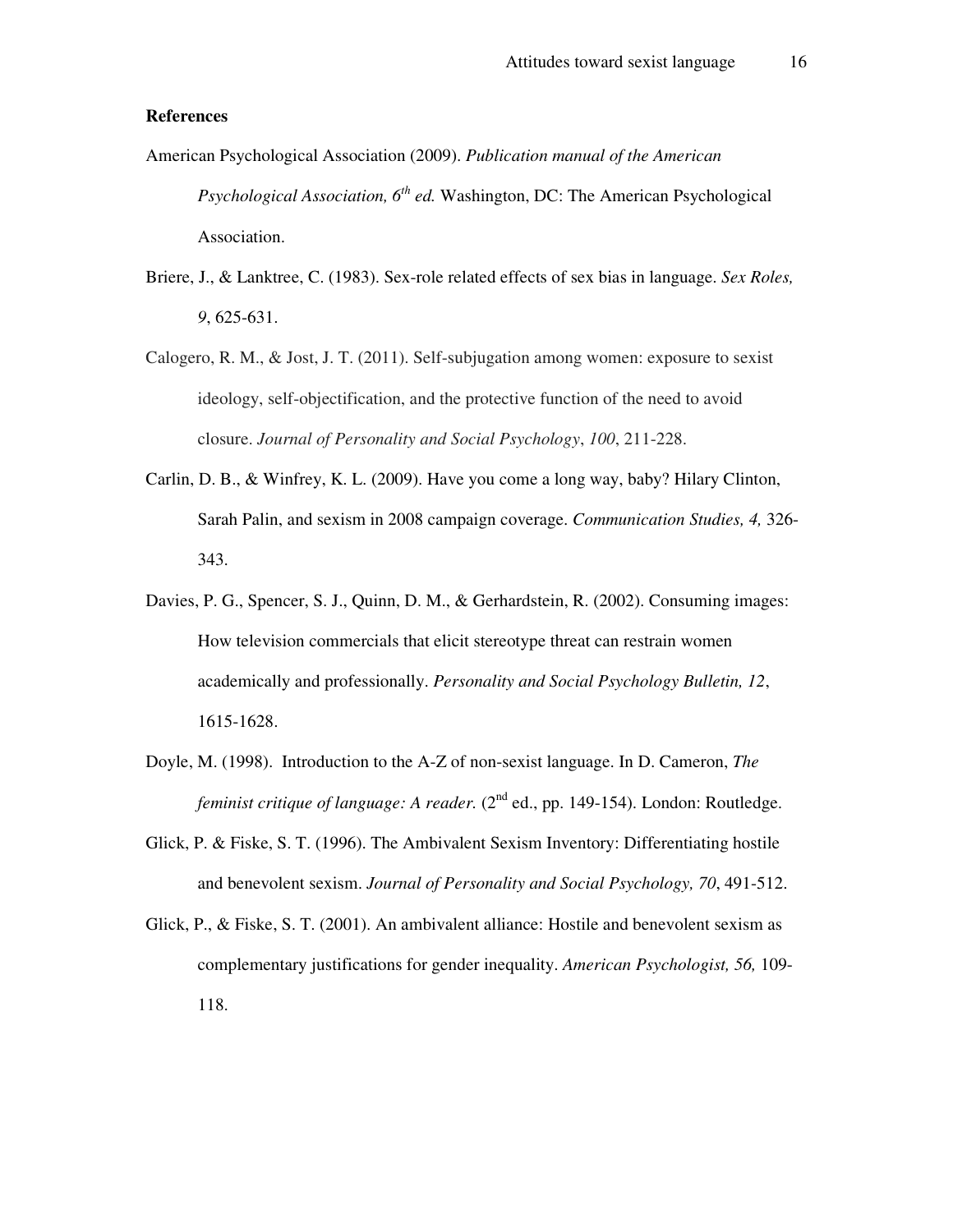**References**

American Psychological Association (2009). *Publication manual of the American Psychological Association, 6th ed.* Washington, DC: The American Psychological Association.

Briere, J., & Lanktree, C. (1983). Sex-role related effects of sex bias in language. *Sex Roles, 9*, 625-631.

Calogero, R. M., & Jost, J. T. (2011). Self-subjugation among women: exposure to sexist ideology, self-objectification, and the protective function of the need to avoid closure. *Journal of Personality and Social Psychology*, *100*, 211-228.

Carlin, D. B., & Winfrey, K. L. (2009). Have you come a long way, baby? Hilary Clinton, Sarah Palin, and sexism in 2008 campaign coverage. *Communication Studies, 4,* 326-343.

Davies, P. G., Spencer, S. J., Quinn, D. M., & Gerhardstein, R. (2002). Consuming images: How television commercials that elicit stereotype threat can restrain women academically and professionally. *Personality and Social Psychology Bulletin, 12*, 1615-1628.

Doyle, M. (1998). Introduction to the A-Z of non-sexist language. In D. Cameron, *The feminist critique of language: A reader.* (2nd ed., pp. 149-154). London: Routledge.

Glick, P. & Fiske, S. T. (1996). The Ambivalent Sexism Inventory: Differentiating hostile and benevolent sexism. *Journal of Personality and Social Psychology, 70*, 491-512.

Glick, P., & Fiske, S. T. (2001). An ambivalent alliance: Hostile and benevolent sexism as complementary justifications for gender inequality. *American Psychologist, 56,* 109-118.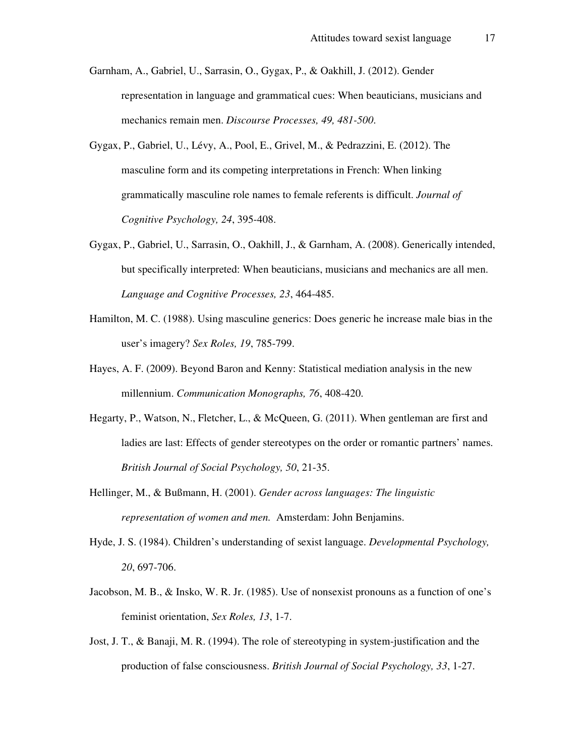Garnham, A., Gabriel, U., Sarrasin, O., Gygax, P., & Oakhill, J. (2012). Gender representation in language and grammatical cues: When beauticians, musicians and mechanics remain men. *Discourse Processes, 49, 481-500.*

Gygax, P., Gabriel, U., Lévy, A., Pool, E., Grivel, M., & Pedrazzini, E. (2012). The masculine form and its competing interpretations in French: When linking grammatically masculine role names to female referents is difficult. *Journal of Cognitive Psychology, 24*, 395-408.

Gygax, P., Gabriel, U., Sarrasin, O., Oakhill, J., & Garnham, A. (2008). Generically intended, but specifically interpreted: When beauticians, musicians and mechanics are all men. *Language and Cognitive Processes, 23*, 464-485.

Hamilton, M. C. (1988). Using masculine generics: Does generic he increase male bias in the user's imagery? *Sex Roles, 19*, 785-799.

Hayes, A. F. (2009). Beyond Baron and Kenny: Statistical mediation analysis in the new millennium. *Communication Monographs, 76*, 408-420.

Hegarty, P., Watson, N., Fletcher, L., & McQueen, G. (2011). When gentleman are first and ladies are last: Effects of gender stereotypes on the order or romantic partners' names. *British Journal of Social Psychology, 50*, 21-35.

Hellinger, M., & Bußmann, H. (2001). *Gender across languages: The linguistic representation of women and men.* Amsterdam: John Benjamins.

Hyde, J. S. (1984). Children's understanding of sexist language. *Developmental Psychology, 20*, 697-706.

Jacobson, M. B., & Insko, W. R. Jr. (1985). Use of nonsexist pronouns as a function of one's feminist orientation, *Sex Roles, 13*, 1-7.

Jost, J. T., & Banaji, M. R. (1994). The role of stereotyping in system-justification and the production of false consciousness. *British Journal of Social Psychology, 33*, 1-27.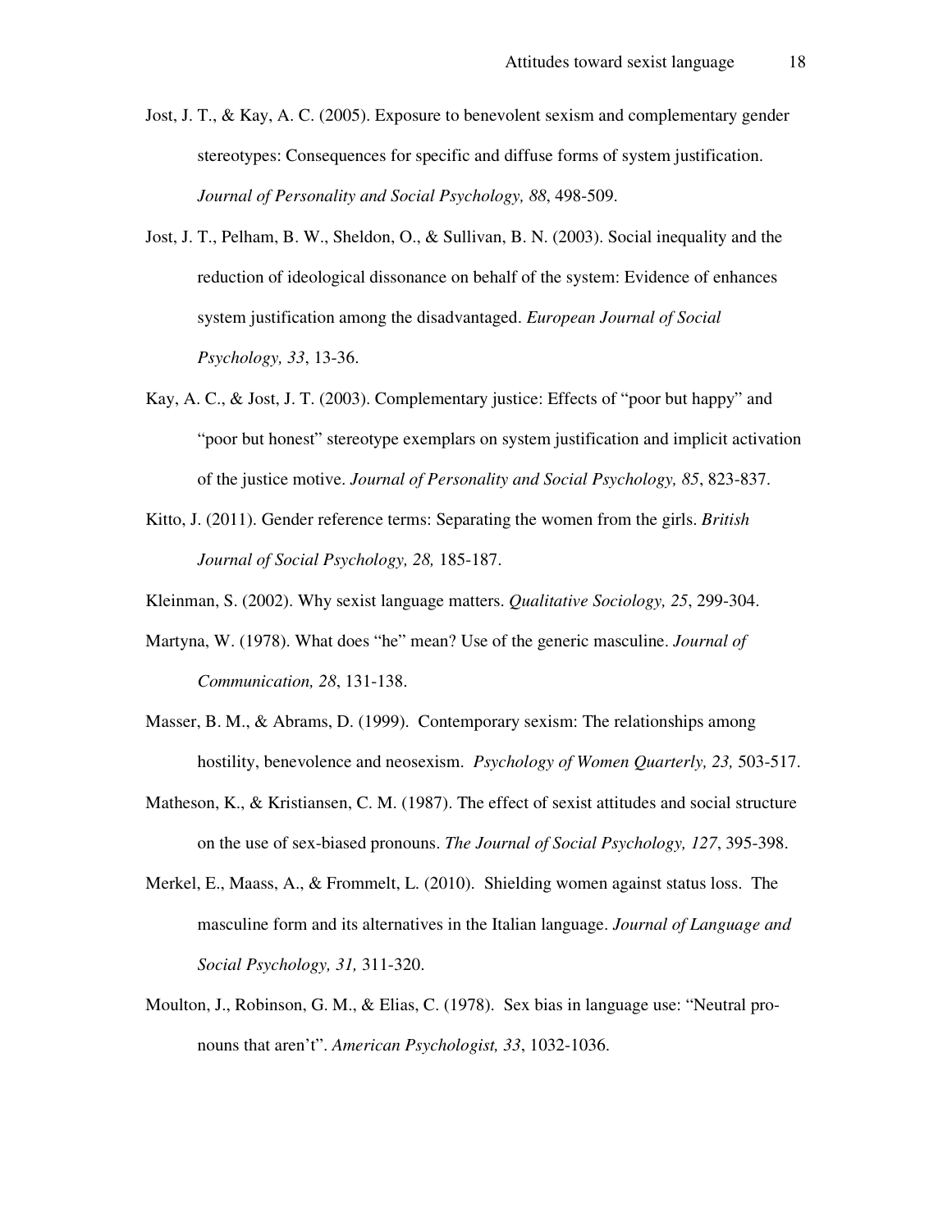Jost, J. T., & Kay, A. C. (2005). Exposure to benevolent sexism and complementary gender stereotypes: Consequences for specific and diffuse forms of system justification. *Journal of Personality and Social Psychology, 88*, 498-509.

Jost, J. T., Pelham, B. W., Sheldon, O., & Sullivan, B. N. (2003). Social inequality and the reduction of ideological dissonance on behalf of the system: Evidence of enhances system justification among the disadvantaged. *European Journal of Social Psychology, 33*, 13-36.

Kay, A. C., & Jost, J. T. (2003). Complementary justice: Effects of "poor but happy" and "poor but honest" stereotype exemplars on system justification and implicit activation of the justice motive. *Journal of Personality and Social Psychology, 85*, 823-837.

Kitto, J. (2011). Gender reference terms: Separating the women from the girls. *British Journal of Social Psychology, 28,* 185-187.

Kleinman, S. (2002). Why sexist language matters. *Qualitative Sociology, 25*, 299-304.

Martyna, W. (1978). What does "he" mean? Use of the generic masculine. *Journal of Communication, 28*, 131-138.

Masser, B. M., & Abrams, D. (1999). Contemporary sexism: The relationships among hostility, benevolence and neosexism. *Psychology of Women Quarterly, 23,* 503-517.

Matheson, K., & Kristiansen, C. M. (1987). The effect of sexist attitudes and social structure on the use of sex-biased pronouns. *The Journal of Social Psychology, 127*, 395-398.

Merkel, E., Maass, A., & Frommelt, L. (2010). Shielding women against status loss. The masculine form and its alternatives in the Italian language. *Journal of Language and Social Psychology, 31,* 311-320.

Moulton, J., Robinson, G. M., & Elias, C. (1978). Sex bias in language use: "Neutral pronouns that aren't". *American Psychologist, 33*, 1032-1036.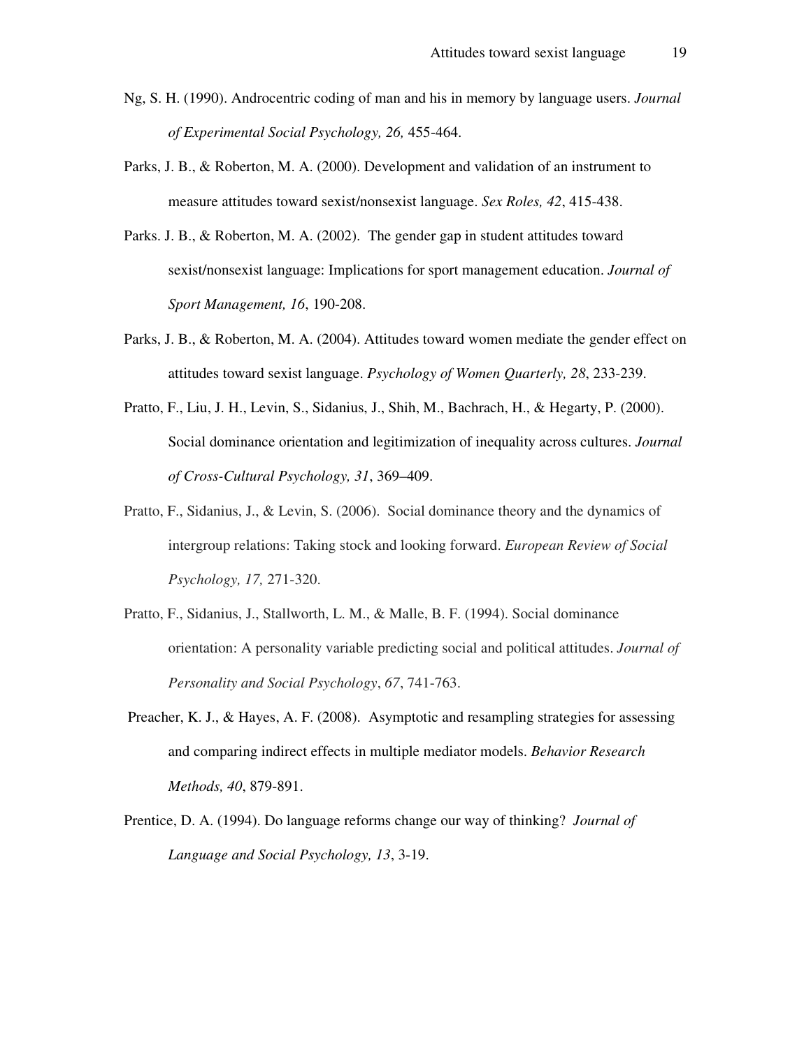Ng, S. H. (1990). Androcentric coding of man and his in memory by language users. *Journal of Experimental Social Psychology, 26,* 455-464.

Parks, J. B., & Roberton, M. A. (2000). Development and validation of an instrument to measure attitudes toward sexist/nonsexist language. *Sex Roles, 42*, 415-438.

Parks. J. B., & Roberton, M. A. (2002). The gender gap in student attitudes toward sexist/nonsexist language: Implications for sport management education. *Journal of Sport Management, 16*, 190-208.

Parks, J. B., & Roberton, M. A. (2004). Attitudes toward women mediate the gender effect on attitudes toward sexist language. *Psychology of Women Quarterly, 28*, 233-239.

Pratto, F., Liu, J. H., Levin, S., Sidanius, J., Shih, M., Bachrach, H., & Hegarty, P. (2000). Social dominance orientation and legitimization of inequality across cultures. *Journal of Cross-Cultural Psychology, 31*, 369–409.

Pratto, F., Sidanius, J., & Levin, S. (2006). Social dominance theory and the dynamics of intergroup relations: Taking stock and looking forward. *European Review of Social Psychology, 17,* 271-320.

Pratto, F., Sidanius, J., Stallworth, L. M., & Malle, B. F. (1994). Social dominance orientation: A personality variable predicting social and political attitudes. *Journal of Personality and Social Psychology*, *67*, 741-763.

Preacher, K. J., & Hayes, A. F. (2008). Asymptotic and resampling strategies for assessing and comparing indirect effects in multiple mediator models. *Behavior Research Methods, 40*, 879-891.

Prentice, D. A. (1994). Do language reforms change our way of thinking? *Journal of Language and Social Psychology, 13*, 3-19.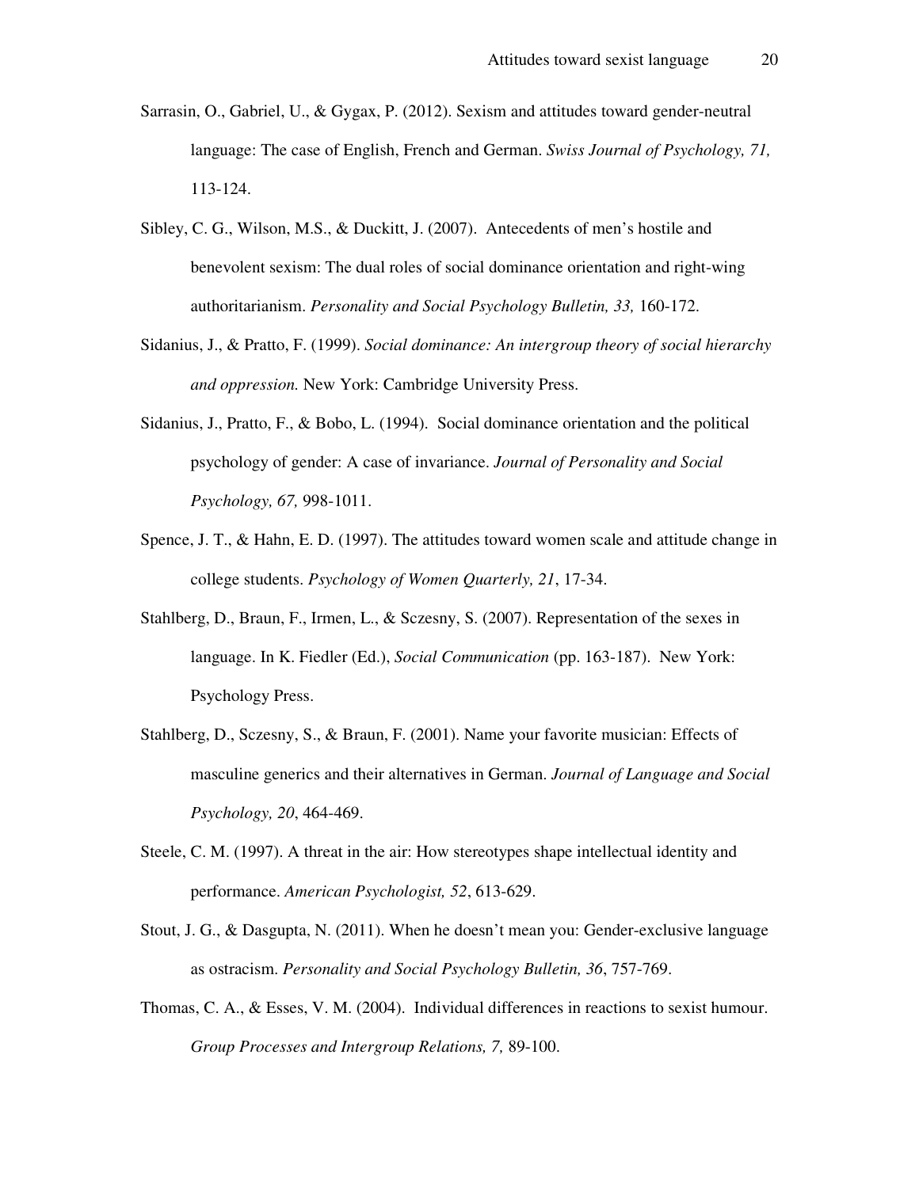Sarrasin, O., Gabriel, U., & Gygax, P. (2012). Sexism and attitudes toward gender-neutral language: The case of English, French and German. *Swiss Journal of Psychology, 71,* 113-124.

Sibley, C. G., Wilson, M.S., & Duckitt, J. (2007). Antecedents of men's hostile and benevolent sexism: The dual roles of social dominance orientation and right-wing authoritarianism. *Personality and Social Psychology Bulletin, 33,* 160-172.

Sidanius, J., & Pratto, F. (1999). *Social dominance: An intergroup theory of social hierarchy and oppression.* New York: Cambridge University Press.

Sidanius, J., Pratto, F., & Bobo, L. (1994). Social dominance orientation and the political psychology of gender: A case of invariance. *Journal of Personality and Social Psychology, 67,* 998-1011.

Spence, J. T., & Hahn, E. D. (1997). The attitudes toward women scale and attitude change in college students. *Psychology of Women Quarterly, 21*, 17-34.

Stahlberg, D., Braun, F., Irmen, L., & Sczesny, S. (2007). Representation of the sexes in language. In K. Fiedler (Ed.), *Social Communication* (pp. 163-187). New York: Psychology Press.

Stahlberg, D., Sczesny, S., & Braun, F. (2001). Name your favorite musician: Effects of masculine generics and their alternatives in German. *Journal of Language and Social Psychology, 20*, 464-469.

Steele, C. M. (1997). A threat in the air: How stereotypes shape intellectual identity and performance. *American Psychologist, 52*, 613-629.

Stout, J. G., & Dasgupta, N. (2011). When he doesn't mean you: Gender-exclusive language as ostracism. *Personality and Social Psychology Bulletin, 36*, 757-769.

Thomas, C. A., & Esses, V. M. (2004). Individual differences in reactions to sexist humour. *Group Processes and Intergroup Relations, 7,* 89-100.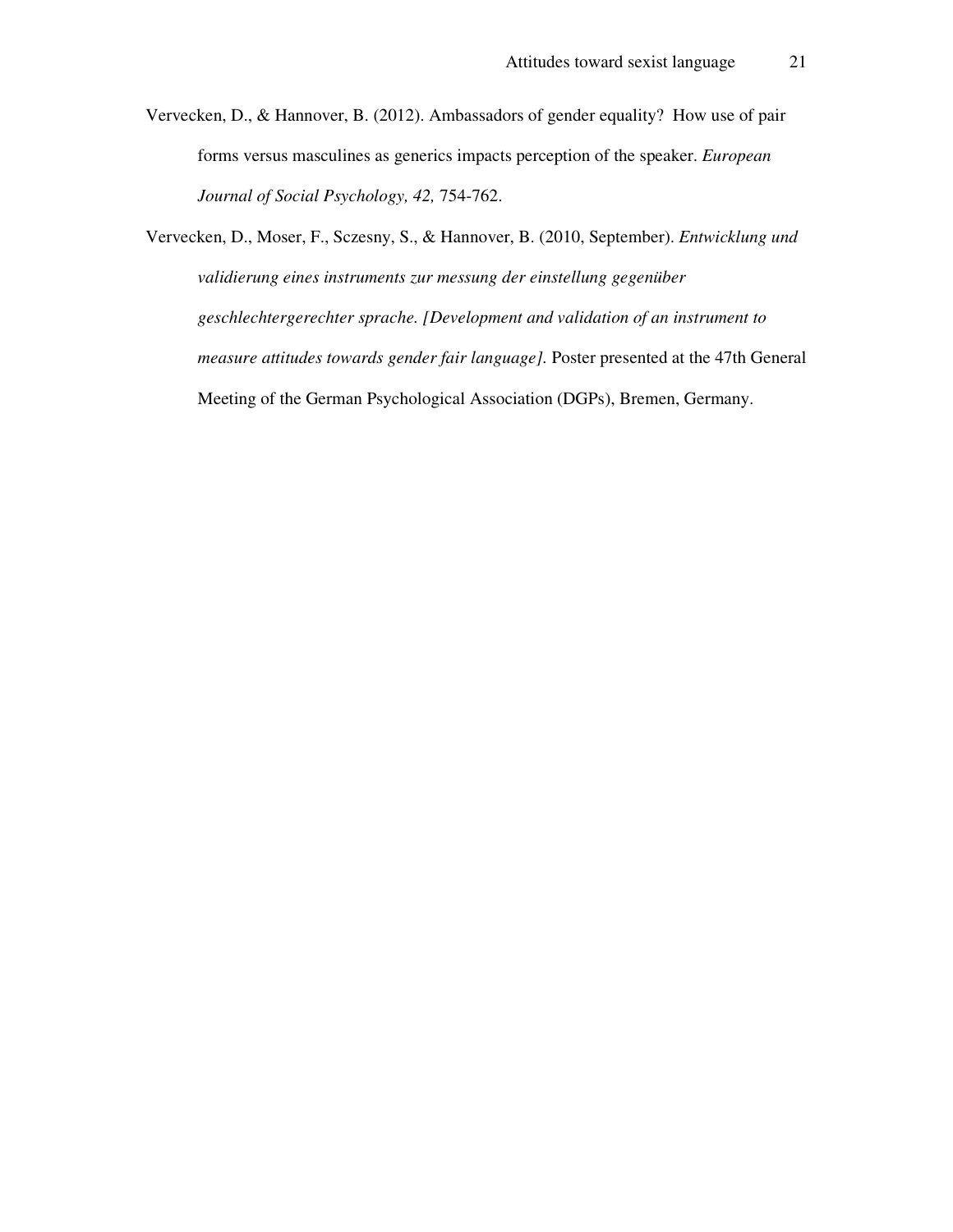Vervecken, D., & Hannover, B. (2012). Ambassadors of gender equality? How use of pair forms versus masculines as generics impacts perception of the speaker. *European Journal of Social Psychology, 42,* 754-762.

Vervecken, D., Moser, F., Sczesny, S., & Hannover, B. (2010, September). *Entwicklung und validierung eines instruments zur messung der einstellung gegenüber geschlechtergerechter sprache. [Development and validation of an instrument to measure attitudes towards gender fair language].* Poster presented at the 47th General Meeting of the German Psychological Association (DGPs), Bremen, Germany.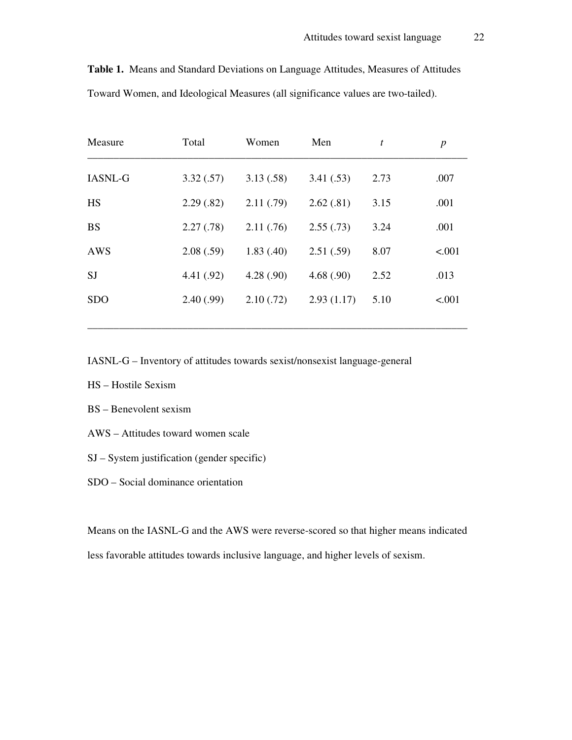**Table 1.** Means and Standard Deviations on Language Attitudes, Measures of Attitudes Toward Women, and Ideological Measures (all significance values are two-tailed).

| Measure | Total | Women | Men | *t* | *p* |
|---|---|---|---|---|---|
| IASNL-G | 3.32 (.57) | 3.13 (.58) | 3.41 (.53) | 2.73 | .007 |
| HS | 2.29 (.82) | 2.11 (.79) | 2.62 (.81) | 3.15 | .001 |
| BS | 2.27 (.78) | 2.11 (.76) | 2.55 (.73) | 3.24 | .001 |
| AWS | 2.08 (.59) | 1.83 (.40) | 2.51 (.59) | 8.07 | <.001 |
| SJ | 4.41 (.92) | 4.28 (.90) | 4.68 (.90) | 2.52 | .013 |
| SDO | 2.40 (.99) | 2.10 (.72) | 2.93 (1.17) | 5.10 | <.001 |

IASNL-G – Inventory of attitudes towards sexist/nonsexist language-general

HS – Hostile Sexism

BS – Benevolent sexism

AWS – Attitudes toward women scale

SJ – System justification (gender specific)

SDO – Social dominance orientation

Means on the IASNL-G and the AWS were reverse-scored so that higher means indicated less favorable attitudes towards inclusive language, and higher levels of sexism.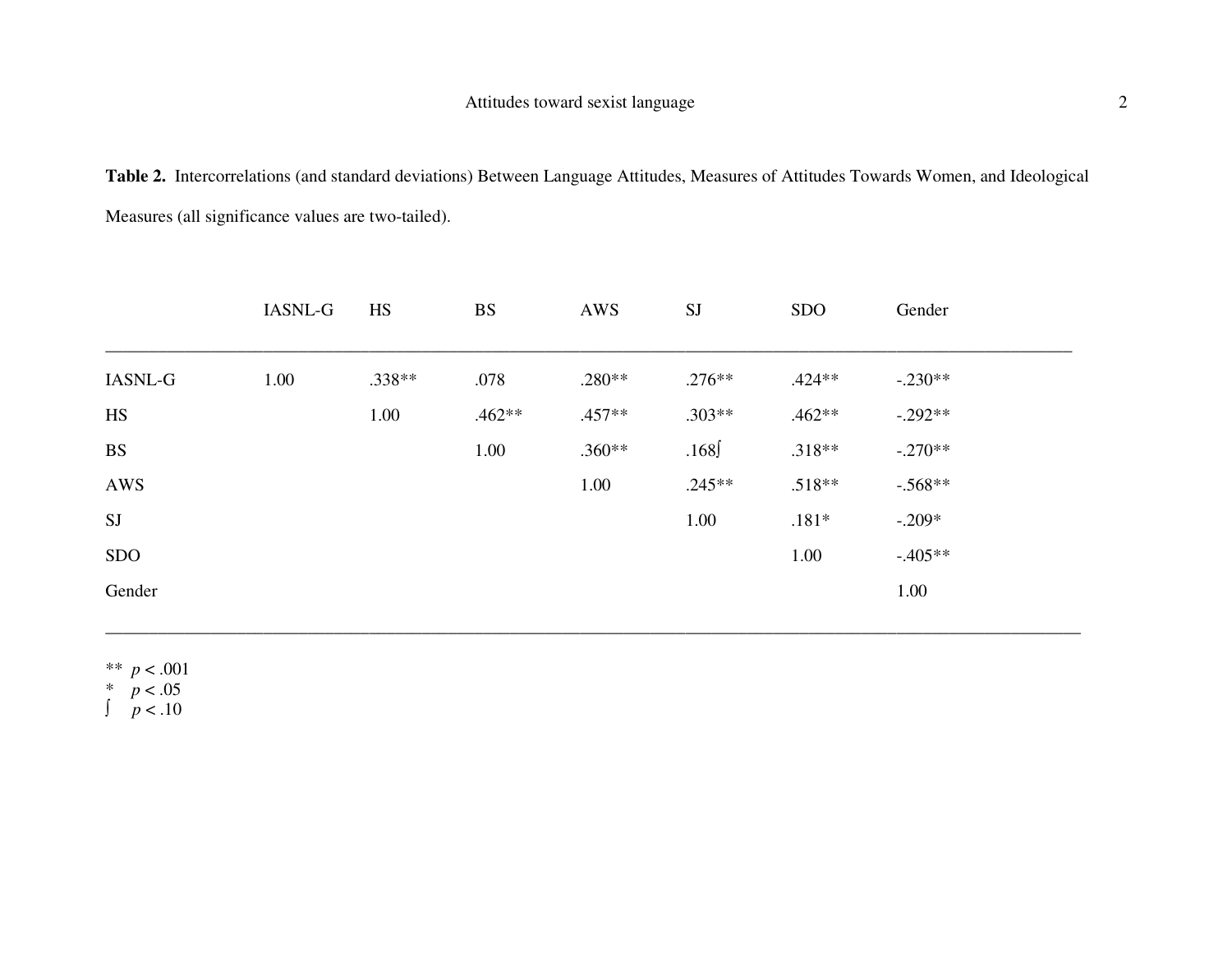**Table 2.** Intercorrelations (and standard deviations) Between Language Attitudes, Measures of Attitudes Towards Women, and Ideological Measures (all significance values are two-tailed).

| | IASNL-G | HS | BS | AWS | SJ | SDO | Gender |
|---|---|---|---|---|---|---|---|
| IASNL-G | 1.00 | .338** | .078 | .280** | .276** | .424** | -.230** |
| HS | | 1.00 | .462** | .457** | .303** | .462** | -.292** |
| BS | | | 1.00 | .360** | .168∫ | .318** | -.270** |
| AWS | | | | 1.00 | .245** | .518** | -.568** |
| SJ | | | | | 1.00 | .181* | -.209* |
| SDO | | | | | | 1.00 | -.405** |
| Gender | | | | | | | 1.00 |

** $p < .001$
* $p < .05$
∫ $p < .10$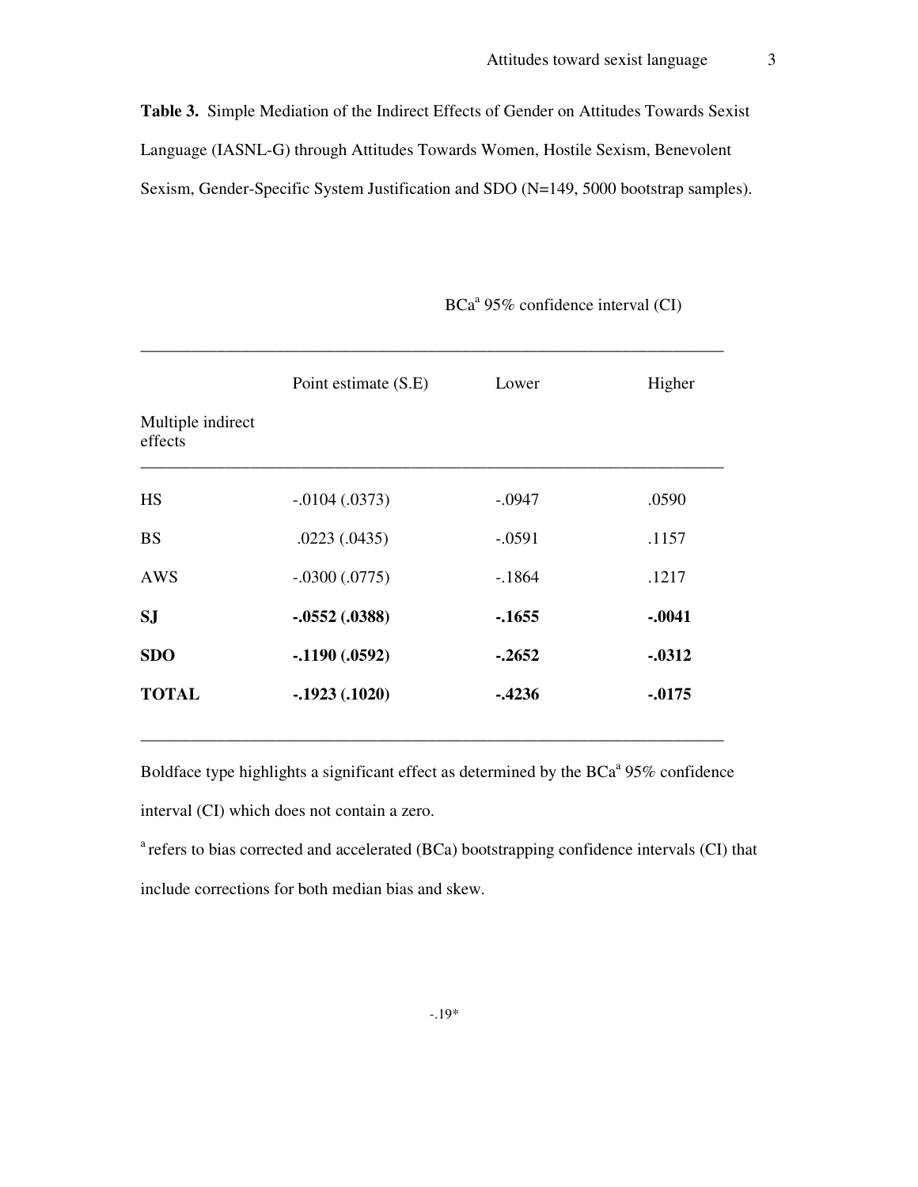**Table 3.** Simple Mediation of the Indirect Effects of Gender on Attitudes Towards Sexist Language (IASNL-G) through Attitudes Towards Women, Hostile Sexism, Benevolent Sexism, Gender-Specific System Justification and SDO (N=149, 5000 bootstrap samples).

| | | BCa[a] 95% confidence interval (CI) | |
|---|---|---|---|
| Multiple indirect effects | Point estimate (S.E) | Lower | Higher |
| HS | -.0104 (.0373) | -.0947 | .0590 |
| BS | .0223 (.0435) | -.0591 | .1157 |
| AWS | -.0300 (.0775) | -.1864 | .1217 |
| **SJ** | **-.0552 (.0388)** | **-.1655** | **-.0041** |
| **SDO** | **-.1190 (.0592)** | **-.2652** | **-.0312** |
| **TOTAL** | **-.1923 (.1020)** | **-.4236** | **-.0175** |

Boldface type highlights a significant effect as determined by the BCa[a] 95% confidence interval (CI) which does not contain a zero.

[a] refers to bias corrected and accelerated (BCa) bootstrapping confidence intervals (CI) that include corrections for both median bias and skew.

-.19*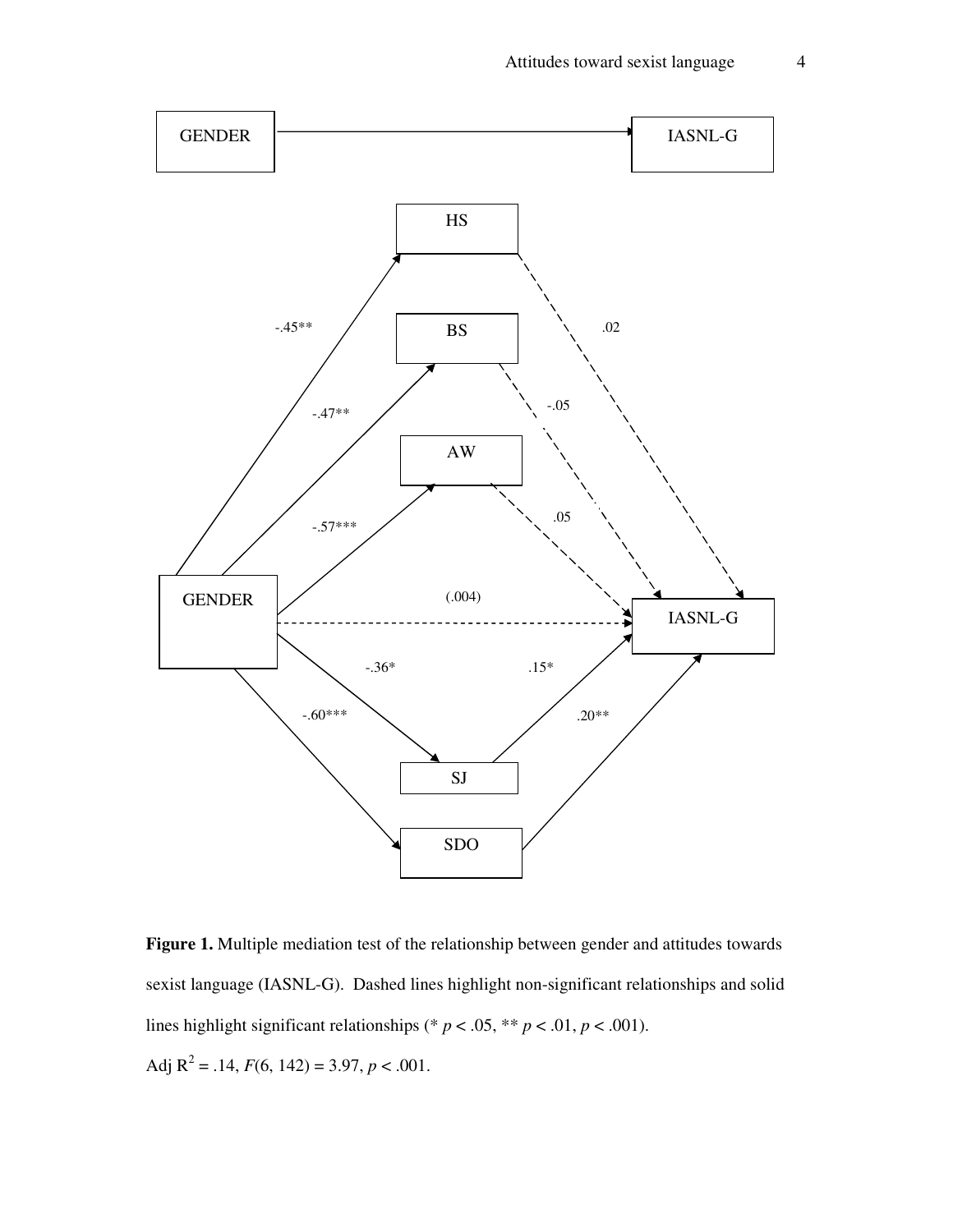**Figure 1.** Multiple mediation test of the relationship between gender and attitudes towards sexist language (IASNL-G). Dashed lines highlight non-significant relationships and solid lines highlight significant relationships (* $p < .05$, ** $p < .01$, $p < .001$).

Adj $R^2 = .14$, $F(6, 142) = 3.97$, $p < .001$.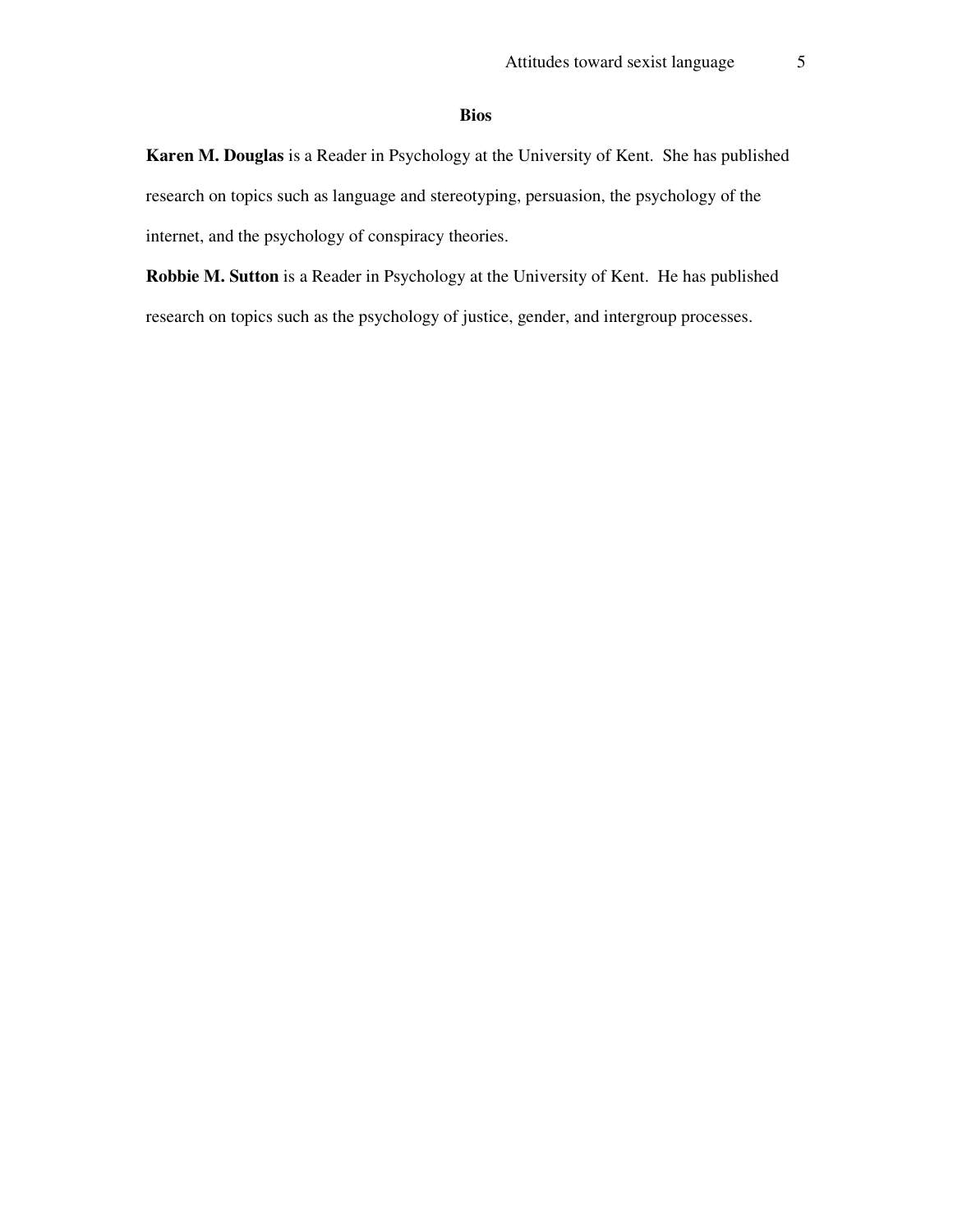## Bios

**Karen M. Douglas** is a Reader in Psychology at the University of Kent. She has published research on topics such as language and stereotyping, persuasion, the psychology of the internet, and the psychology of conspiracy theories.

**Robbie M. Sutton** is a Reader in Psychology at the University of Kent. He has published research on topics such as the psychology of justice, gender, and intergroup processes.